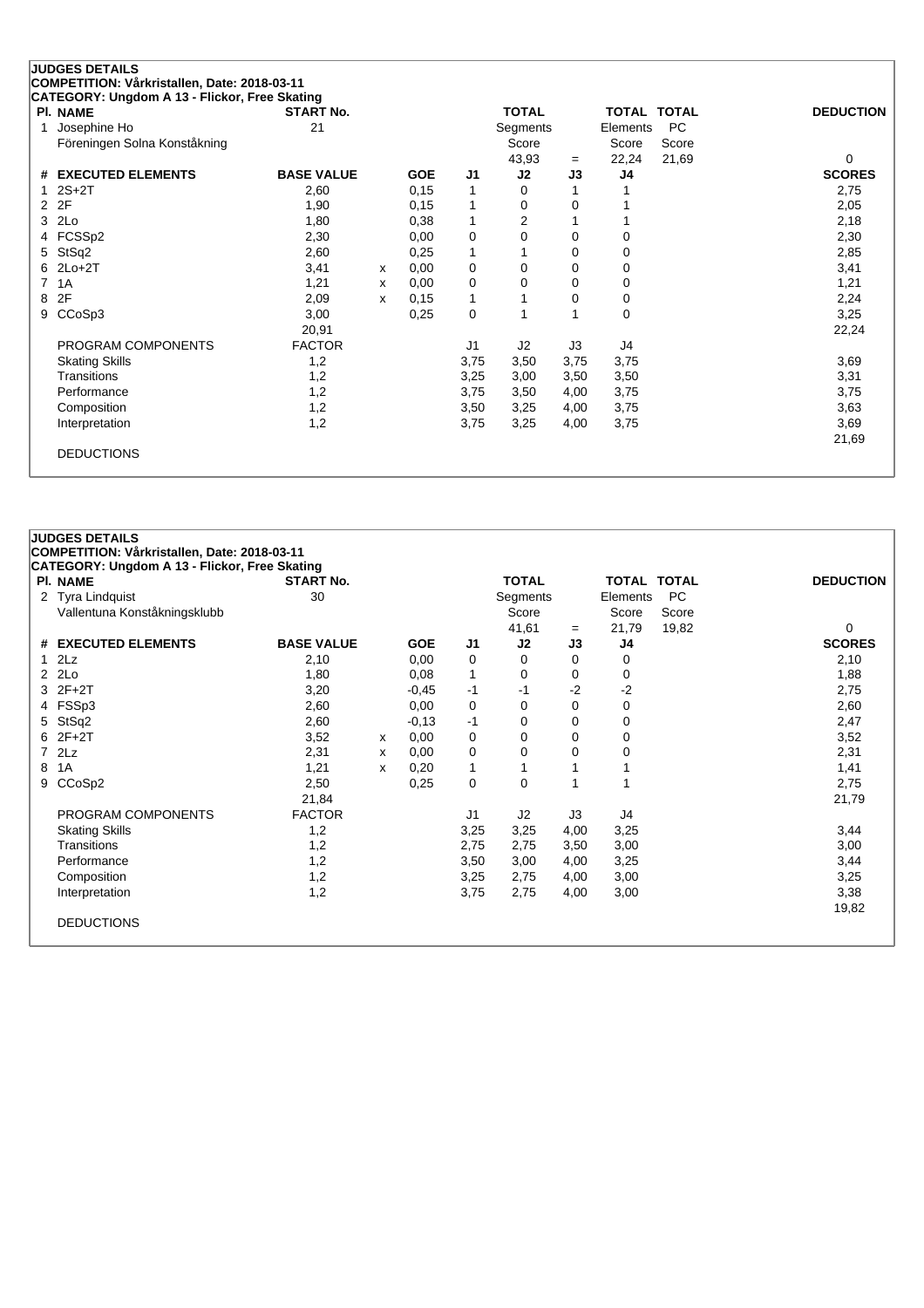**JUDGES DETAILS**

**COMPETITION: Vårkristallen, Date: 2018-03-11**

**CATEGORY: Ungdom A 13 - Flickor, Free Skating**

| Pl. | NAME | START No. | TOTAL Segments Score | | TOTAL Elements Score | TOTAL PC Score | DEDUCTION |
|---|---|---|---|---|---|---|---|
| 1 | Josephine Ho<br>Föreningen Solna Konståkning | 21 | 43,93 | = | 22,24 | 21,69 | 0 |

| # | EXECUTED ELEMENTS | BASE VALUE | | GOE | J1 | J2 | J3 | J4 | SCORES |
|---|---|---|---|---|---|---|---|---|---|
| 1 | 2S+2T | 2,60 | | 0,15 | 1 | 0 | 1 | 1 | 2,75 |
| 2 | 2F | 1,90 | | 0,15 | 1 | 0 | 0 | 1 | 2,05 |
| 3 | 2Lo | 1,80 | | 0,38 | 1 | 2 | 1 | 1 | 2,18 |
| 4 | FCSSp2 | 2,30 | | 0,00 | 0 | 0 | 0 | 0 | 2,30 |
| 5 | StSq2 | 2,60 | | 0,25 | 1 | 1 | 0 | 0 | 2,85 |
| 6 | 2Lo+2T | 3,41 | x | 0,00 | 0 | 0 | 0 | 0 | 3,41 |
| 7 | 1A | 1,21 | x | 0,00 | 0 | 0 | 0 | 0 | 1,21 |
| 8 | 2F | 2,09 | x | 0,15 | 1 | 1 | 0 | 0 | 2,24 |
| 9 | CCoSp3 | 3,00 | | 0,25 | 0 | 1 | 1 | 0 | 3,25 |
| | | 20,91 | | | | | | | 22,24 |

| PROGRAM COMPONENTS | FACTOR | J1 | J2 | J3 | J4 | |
|---|---|---|---|---|---|---|
| Skating Skills | 1,2 | 3,75 | 3,50 | 3,75 | 3,75 | 3,69 |
| Transitions | 1,2 | 3,25 | 3,00 | 3,50 | 3,50 | 3,31 |
| Performance | 1,2 | 3,75 | 3,50 | 4,00 | 3,75 | 3,75 |
| Composition | 1,2 | 3,50 | 3,25 | 4,00 | 3,75 | 3,63 |
| Interpretation | 1,2 | 3,75 | 3,25 | 4,00 | 3,75 | 3,69 |
| | | | | | | 21,69 |

DEDUCTIONS

**JUDGES DETAILS**

**COMPETITION: Vårkristallen, Date: 2018-03-11**

**CATEGORY: Ungdom A 13 - Flickor, Free Skating**

| Pl. | NAME | START No. | TOTAL Segments Score | | TOTAL Elements Score | TOTAL PC Score | DEDUCTION |
|---|---|---|---|---|---|---|---|
| 2 | Tyra Lindquist<br>Vallentuna Konståkningsklubb | 30 | 41,61 | = | 21,79 | 19,82 | 0 |

| # | EXECUTED ELEMENTS | BASE VALUE | | GOE | J1 | J2 | J3 | J4 | SCORES |
|---|---|---|---|---|---|---|---|---|---|
| 1 | 2Lz | 2,10 | | 0,00 | 0 | 0 | 0 | 0 | 2,10 |
| 2 | 2Lo | 1,80 | | 0,08 | 1 | 0 | 0 | 0 | 1,88 |
| 3 | 2F+2T | 3,20 | | -0,45 | -1 | -1 | -2 | -2 | 2,75 |
| 4 | FSSp3 | 2,60 | | 0,00 | 0 | 0 | 0 | 0 | 2,60 |
| 5 | StSq2 | 2,60 | | -0,13 | -1 | 0 | 0 | 0 | 2,47 |
| 6 | 2F+2T | 3,52 | x | 0,00 | 0 | 0 | 0 | 0 | 3,52 |
| 7 | 2Lz | 2,31 | x | 0,00 | 0 | 0 | 0 | 0 | 2,31 |
| 8 | 1A | 1,21 | x | 0,20 | 1 | 1 | 1 | 1 | 1,41 |
| 9 | CCoSp2 | 2,50 | | 0,25 | 0 | 0 | 1 | 1 | 2,75 |
| | | 21,84 | | | | | | | 21,79 |

| PROGRAM COMPONENTS | FACTOR | J1 | J2 | J3 | J4 | |
|---|---|---|---|---|---|---|
| Skating Skills | 1,2 | 3,25 | 3,25 | 4,00 | 3,25 | 3,44 |
| Transitions | 1,2 | 2,75 | 2,75 | 3,50 | 3,00 | 3,00 |
| Performance | 1,2 | 3,50 | 3,00 | 4,00 | 3,25 | 3,44 |
| Composition | 1,2 | 3,25 | 2,75 | 4,00 | 3,00 | 3,25 |
| Interpretation | 1,2 | 3,75 | 2,75 | 4,00 | 3,00 | 3,38 |
| | | | | | | 19,82 |

DEDUCTIONS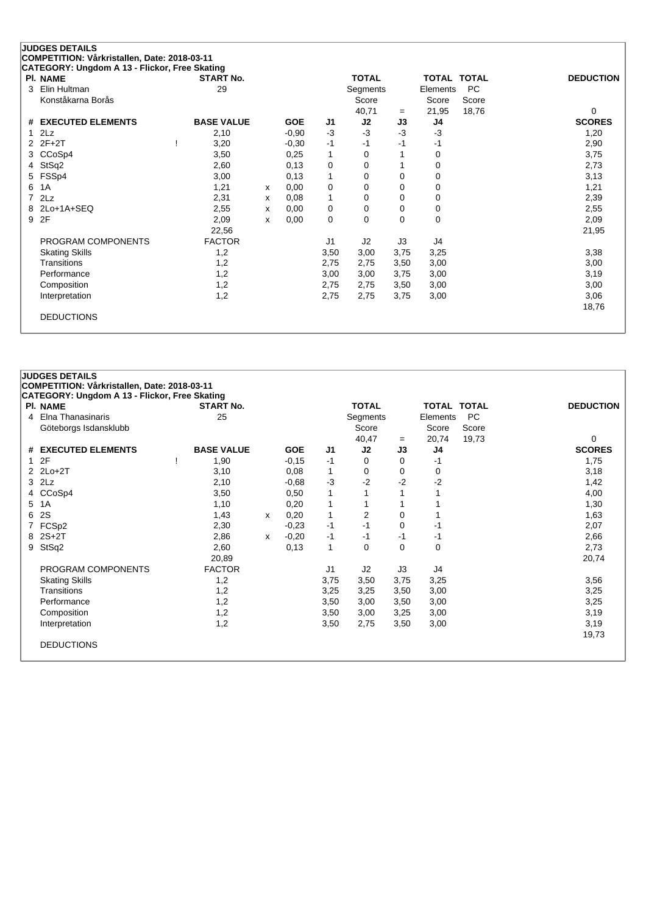## JUDGES DETAILS

**COMPETITION: Vårkristallen, Date: 2018-03-11**

**CATEGORY: Ungdom A 13 - Flickor, Free Skating**

| Pl. | NAME | START No. | TOTAL Segments Score | = | TOTAL Elements Score | TOTAL PC Score | DEDUCTION |
|---|---|---|---|---|---|---|---|
| 3 | Elin Hultman<br>Konståkarna Borås | 29 | 40,71 | = | 21,95 | 18,76 | 0 |

| # | EXECUTED ELEMENTS | | BASE VALUE | | GOE | J1 | J2 | J3 | J4 | SCORES |
|---|---|---|---|---|---|---|---|---|---|---|
| 1 | 2Lz | | 2,10 | | -0,90 | -3 | -3 | -3 | -3 | 1,20 |
| 2 | 2F+2T | ! | 3,20 | | -0,30 | -1 | -1 | -1 | -1 | 2,90 |
| 3 | CCoSp4 | | 3,50 | | 0,25 | 1 | 0 | 1 | 0 | 3,75 |
| 4 | StSq2 | | 2,60 | | 0,13 | 0 | 0 | 1 | 0 | 2,73 |
| 5 | FSSp4 | | 3,00 | | 0,13 | 1 | 0 | 0 | 0 | 3,13 |
| 6 | 1A | | 1,21 | x | 0,00 | 0 | 0 | 0 | 0 | 1,21 |
| 7 | 2Lz | | 2,31 | x | 0,08 | 1 | 0 | 0 | 0 | 2,39 |
| 8 | 2Lo+1A+SEQ | | 2,55 | x | 0,00 | 0 | 0 | 0 | 0 | 2,55 |
| 9 | 2F | | 2,09 | x | 0,00 | 0 | 0 | 0 | 0 | 2,09 |
| | | | 22,56 | | | | | | | 21,95 |

| PROGRAM COMPONENTS | FACTOR | J1 | J2 | J3 | J4 | |
|---|---|---|---|---|---|---|
| Skating Skills | 1,2 | 3,50 | 3,00 | 3,75 | 3,25 | 3,38 |
| Transitions | 1,2 | 2,75 | 2,75 | 3,50 | 3,00 | 3,00 |
| Performance | 1,2 | 3,00 | 3,00 | 3,75 | 3,00 | 3,19 |
| Composition | 1,2 | 2,75 | 2,75 | 3,50 | 3,00 | 3,00 |
| Interpretation | 1,2 | 2,75 | 2,75 | 3,75 | 3,00 | 3,06 |
| | | | | | | 18,76 |

DEDUCTIONS

## JUDGES DETAILS

**COMPETITION: Vårkristallen, Date: 2018-03-11**

**CATEGORY: Ungdom A 13 - Flickor, Free Skating**

| Pl. | NAME | START No. | TOTAL Segments Score | = | TOTAL Elements Score | TOTAL PC Score | DEDUCTION |
|---|---|---|---|---|---|---|---|
| 4 | Elna Thanasinaris<br>Göteborgs Isdansklubb | 25 | 40,47 | = | 20,74 | 19,73 | 0 |

| # | EXECUTED ELEMENTS | | BASE VALUE | | GOE | J1 | J2 | J3 | J4 | SCORES |
|---|---|---|---|---|---|---|---|---|---|---|
| 1 | 2F | ! | 1,90 | | -0,15 | -1 | 0 | 0 | -1 | 1,75 |
| 2 | 2Lo+2T | | 3,10 | | 0,08 | 1 | 0 | 0 | 0 | 3,18 |
| 3 | 2Lz | | 2,10 | | -0,68 | -3 | -2 | -2 | -2 | 1,42 |
| 4 | CCoSp4 | | 3,50 | | 0,50 | 1 | 1 | 1 | 1 | 4,00 |
| 5 | 1A | | 1,10 | | 0,20 | 1 | 1 | 1 | 1 | 1,30 |
| 6 | 2S | | 1,43 | x | 0,20 | 1 | 2 | 0 | 1 | 1,63 |
| 7 | FCSp2 | | 2,30 | | -0,23 | -1 | -1 | 0 | -1 | 2,07 |
| 8 | 2S+2T | | 2,86 | x | -0,20 | -1 | -1 | -1 | -1 | 2,66 |
| 9 | StSq2 | | 2,60 | | 0,13 | 1 | 0 | 0 | 0 | 2,73 |
| | | | 20,89 | | | | | | | 20,74 |

| PROGRAM COMPONENTS | FACTOR | J1 | J2 | J3 | J4 | |
|---|---|---|---|---|---|---|
| Skating Skills | 1,2 | 3,75 | 3,50 | 3,75 | 3,25 | 3,56 |
| Transitions | 1,2 | 3,25 | 3,25 | 3,50 | 3,00 | 3,25 |
| Performance | 1,2 | 3,50 | 3,00 | 3,50 | 3,00 | 3,25 |
| Composition | 1,2 | 3,50 | 3,00 | 3,25 | 3,00 | 3,19 |
| Interpretation | 1,2 | 3,50 | 2,75 | 3,50 | 3,00 | 3,19 |
| | | | | | | 19,73 |

DEDUCTIONS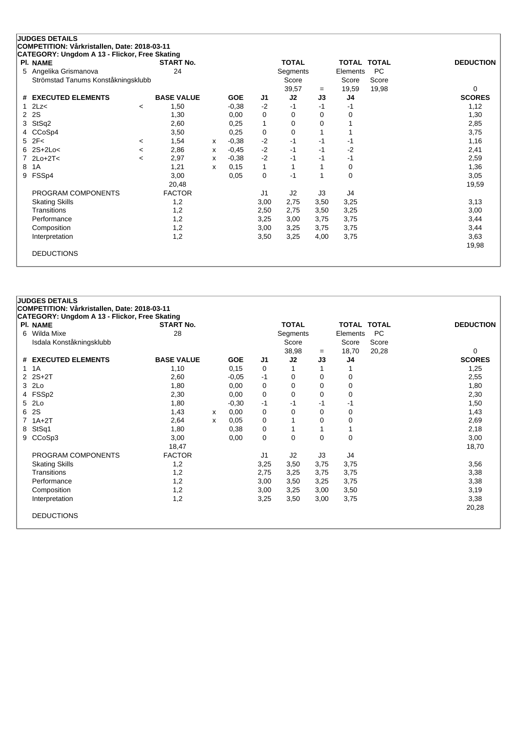**JUDGES DETAILS**

**COMPETITION: Vårkristallen, Date: 2018-03-11**

**CATEGORY: Ungdom A 13 - Flickor, Free Skating**

| Pl. | NAME | START No. | TOTAL Segments Score | = | TOTAL Elements Score | TOTAL PC Score | DEDUCTION |
|---|---|---|---|---|---|---|---|
| 5 | Angelika Grismanova<br>Strömstad Tanums Konståkningsklubb | 24 | 39,57 | = | 19,59 | 19,98 | 0 |

| # | EXECUTED ELEMENTS | | BASE VALUE | | GOE | J1 | J2 | J3 | J4 | SCORES |
|---|---|---|---|---|---|---|---|---|---|---|
| 1 | 2Lz< | < | 1,50 | | -0,38 | -2 | -1 | -1 | -1 | 1,12 |
| 2 | 2S | | 1,30 | | 0,00 | 0 | 0 | 0 | 0 | 1,30 |
| 3 | StSq2 | | 2,60 | | 0,25 | 1 | 0 | 0 | 1 | 2,85 |
| 4 | CCoSp4 | | 3,50 | | 0,25 | 0 | 0 | 1 | 1 | 3,75 |
| 5 | 2F< | < | 1,54 | x | -0,38 | -2 | -1 | -1 | -1 | 1,16 |
| 6 | 2S+2Lo< | < | 2,86 | x | -0,45 | -2 | -1 | -1 | -2 | 2,41 |
| 7 | 2Lo+2T< | < | 2,97 | x | -0,38 | -2 | -1 | -1 | -1 | 2,59 |
| 8 | 1A | | 1,21 | x | 0,15 | 1 | 1 | 1 | 0 | 1,36 |
| 9 | FSSp4 | | 3,00 | | 0,05 | 0 | -1 | 1 | 0 | 3,05 |
| | | | 20,48 | | | | | | | 19,59 |
| | PROGRAM COMPONENTS | | FACTOR | | | J1 | J2 | J3 | J4 | |
| | Skating Skills | | 1,2 | | | 3,00 | 2,75 | 3,50 | 3,25 | 3,13 |
| | Transitions | | 1,2 | | | 2,50 | 2,75 | 3,50 | 3,25 | 3,00 |
| | Performance | | 1,2 | | | 3,25 | 3,00 | 3,75 | 3,75 | 3,44 |
| | Composition | | 1,2 | | | 3,00 | 3,25 | 3,75 | 3,75 | 3,44 |
| | Interpretation | | 1,2 | | | 3,50 | 3,25 | 4,00 | 3,75 | 3,63 |
| | | | | | | | | | | 19,98 |
| | DEDUCTIONS | | | | | | | | | |

**JUDGES DETAILS**

**COMPETITION: Vårkristallen, Date: 2018-03-11**

**CATEGORY: Ungdom A 13 - Flickor, Free Skating**

| Pl. | NAME | START No. | TOTAL Segments Score | = | TOTAL Elements Score | TOTAL PC Score | DEDUCTION |
|---|---|---|---|---|---|---|---|
| 6 | Wilda Mixe<br>Isdala Konståkningsklubb | 28 | 38,98 | = | 18,70 | 20,28 | 0 |

| # | EXECUTED ELEMENTS | | BASE VALUE | | GOE | J1 | J2 | J3 | J4 | SCORES |
|---|---|---|---|---|---|---|---|---|---|---|
| 1 | 1A | | 1,10 | | 0,15 | 0 | 1 | 1 | 1 | 1,25 |
| 2 | 2S+2T | | 2,60 | | -0,05 | -1 | 0 | 0 | 0 | 2,55 |
| 3 | 2Lo | | 1,80 | | 0,00 | 0 | 0 | 0 | 0 | 1,80 |
| 4 | FSSp2 | | 2,30 | | 0,00 | 0 | 0 | 0 | 0 | 2,30 |
| 5 | 2Lo | | 1,80 | | -0,30 | -1 | -1 | -1 | -1 | 1,50 |
| 6 | 2S | | 1,43 | x | 0,00 | 0 | 0 | 0 | 0 | 1,43 |
| 7 | 1A+2T | | 2,64 | x | 0,05 | 0 | 1 | 0 | 0 | 2,69 |
| 8 | StSq1 | | 1,80 | | 0,38 | 0 | 1 | 1 | 1 | 2,18 |
| 9 | CCoSp3 | | 3,00 | | 0,00 | 0 | 0 | 0 | 0 | 3,00 |
| | | | 18,47 | | | | | | | 18,70 |
| | PROGRAM COMPONENTS | | FACTOR | | | J1 | J2 | J3 | J4 | |
| | Skating Skills | | 1,2 | | | 3,25 | 3,50 | 3,75 | 3,75 | 3,56 |
| | Transitions | | 1,2 | | | 2,75 | 3,25 | 3,75 | 3,75 | 3,38 |
| | Performance | | 1,2 | | | 3,00 | 3,50 | 3,25 | 3,75 | 3,38 |
| | Composition | | 1,2 | | | 3,00 | 3,25 | 3,00 | 3,50 | 3,19 |
| | Interpretation | | 1,2 | | | 3,25 | 3,50 | 3,00 | 3,75 | 3,38 |
| | | | | | | | | | | 20,28 |
| | DEDUCTIONS | | | | | | | | | |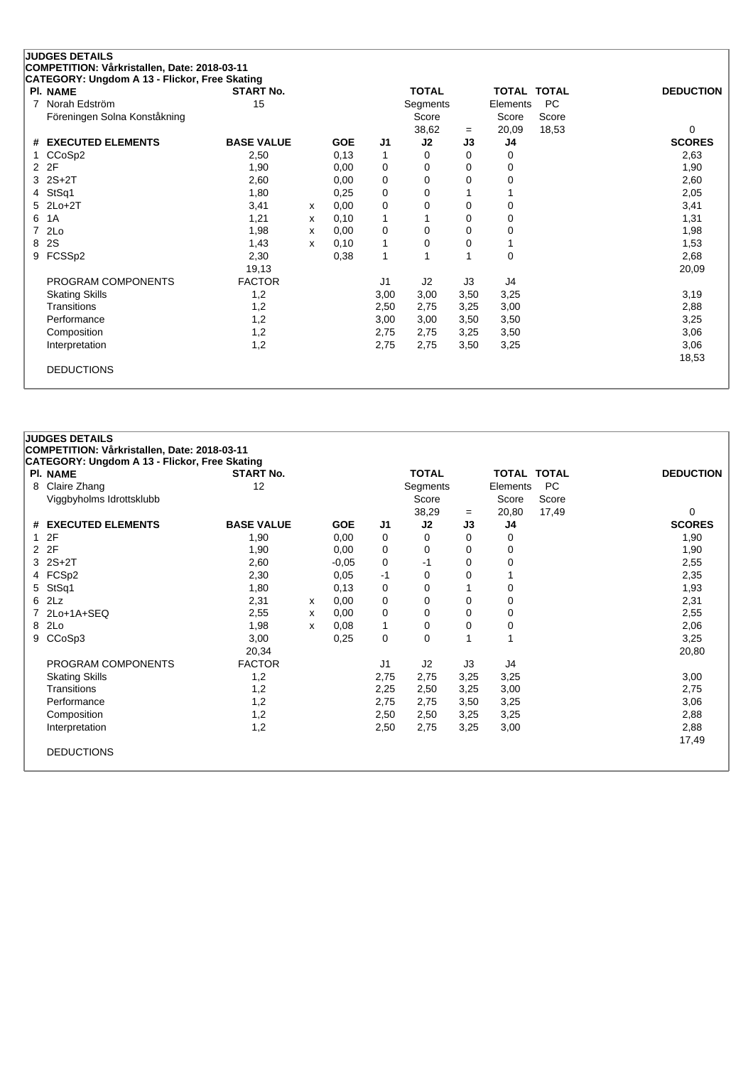**JUDGES DETAILS**
**COMPETITION: Vårkristallen, Date: 2018-03-11**
**CATEGORY: Ungdom A 13 - Flickor, Free Skating**

| Pl. | NAME | START No. | TOTAL Segments Score | | TOTAL Elements Score | TOTAL PC Score | DEDUCTION |
|---|---|---|---|---|---|---|---|
| 7 | Norah Edström<br>Föreningen Solna Konståkning | 15 | 38,62 | = | 20,09 | 18,53 | 0 |

| # | EXECUTED ELEMENTS | BASE VALUE | | GOE | J1 | J2 | J3 | J4 | SCORES |
|---|---|---|---|---|---|---|---|---|---|
| 1 | CCoSp2 | 2,50 | | 0,13 | 1 | 0 | 0 | 0 | 2,63 |
| 2 | 2F | 1,90 | | 0,00 | 0 | 0 | 0 | 0 | 1,90 |
| 3 | 2S+2T | 2,60 | | 0,00 | 0 | 0 | 0 | 0 | 2,60 |
| 4 | StSq1 | 1,80 | | 0,25 | 0 | 0 | 1 | 1 | 2,05 |
| 5 | 2Lo+2T | 3,41 | x | 0,00 | 0 | 0 | 0 | 0 | 3,41 |
| 6 | 1A | 1,21 | x | 0,10 | 1 | 1 | 0 | 0 | 1,31 |
| 7 | 2Lo | 1,98 | x | 0,00 | 0 | 0 | 0 | 0 | 1,98 |
| 8 | 2S | 1,43 | x | 0,10 | 1 | 0 | 0 | 1 | 1,53 |
| 9 | FCSSp2 | 2,30 | | 0,38 | 1 | 1 | 1 | 0 | 2,68 |
| | | 19,13 | | | | | | | 20,09 |

| PROGRAM COMPONENTS | FACTOR | J1 | J2 | J3 | J4 | |
|---|---|---|---|---|---|---|
| Skating Skills | 1,2 | 3,00 | 3,00 | 3,50 | 3,25 | 3,19 |
| Transitions | 1,2 | 2,50 | 2,75 | 3,25 | 3,00 | 2,88 |
| Performance | 1,2 | 3,00 | 3,00 | 3,50 | 3,50 | 3,25 |
| Composition | 1,2 | 2,75 | 2,75 | 3,25 | 3,50 | 3,06 |
| Interpretation | 1,2 | 2,75 | 2,75 | 3,50 | 3,25 | 3,06 |
| | | | | | | 18,53 |

DEDUCTIONS

**JUDGES DETAILS**
**COMPETITION: Vårkristallen, Date: 2018-03-11**
**CATEGORY: Ungdom A 13 - Flickor, Free Skating**

| Pl. | NAME | START No. | TOTAL Segments Score | | TOTAL Elements Score | TOTAL PC Score | DEDUCTION |
|---|---|---|---|---|---|---|---|
| 8 | Claire Zhang<br>Viggbyholms Idrottsklubb | 12 | 38,29 | = | 20,80 | 17,49 | 0 |

| # | EXECUTED ELEMENTS | BASE VALUE | | GOE | J1 | J2 | J3 | J4 | SCORES |
|---|---|---|---|---|---|---|---|---|---|
| 1 | 2F | 1,90 | | 0,00 | 0 | 0 | 0 | 0 | 1,90 |
| 2 | 2F | 1,90 | | 0,00 | 0 | 0 | 0 | 0 | 1,90 |
| 3 | 2S+2T | 2,60 | | -0,05 | 0 | -1 | 0 | 0 | 2,55 |
| 4 | FCSp2 | 2,30 | | 0,05 | -1 | 0 | 0 | 1 | 2,35 |
| 5 | StSq1 | 1,80 | | 0,13 | 0 | 0 | 1 | 0 | 1,93 |
| 6 | 2Lz | 2,31 | x | 0,00 | 0 | 0 | 0 | 0 | 2,31 |
| 7 | 2Lo+1A+SEQ | 2,55 | x | 0,00 | 0 | 0 | 0 | 0 | 2,55 |
| 8 | 2Lo | 1,98 | x | 0,08 | 1 | 0 | 0 | 0 | 2,06 |
| 9 | CCoSp3 | 3,00 | | 0,25 | 0 | 0 | 1 | 1 | 3,25 |
| | | 20,34 | | | | | | | 20,80 |

| PROGRAM COMPONENTS | FACTOR | J1 | J2 | J3 | J4 | |
|---|---|---|---|---|---|---|
| Skating Skills | 1,2 | 2,75 | 2,75 | 3,25 | 3,25 | 3,00 |
| Transitions | 1,2 | 2,25 | 2,50 | 3,25 | 3,00 | 2,75 |
| Performance | 1,2 | 2,75 | 2,75 | 3,50 | 3,25 | 3,06 |
| Composition | 1,2 | 2,50 | 2,50 | 3,25 | 3,25 | 2,88 |
| Interpretation | 1,2 | 2,50 | 2,75 | 3,25 | 3,00 | 2,88 |
| | | | | | | 17,49 |

DEDUCTIONS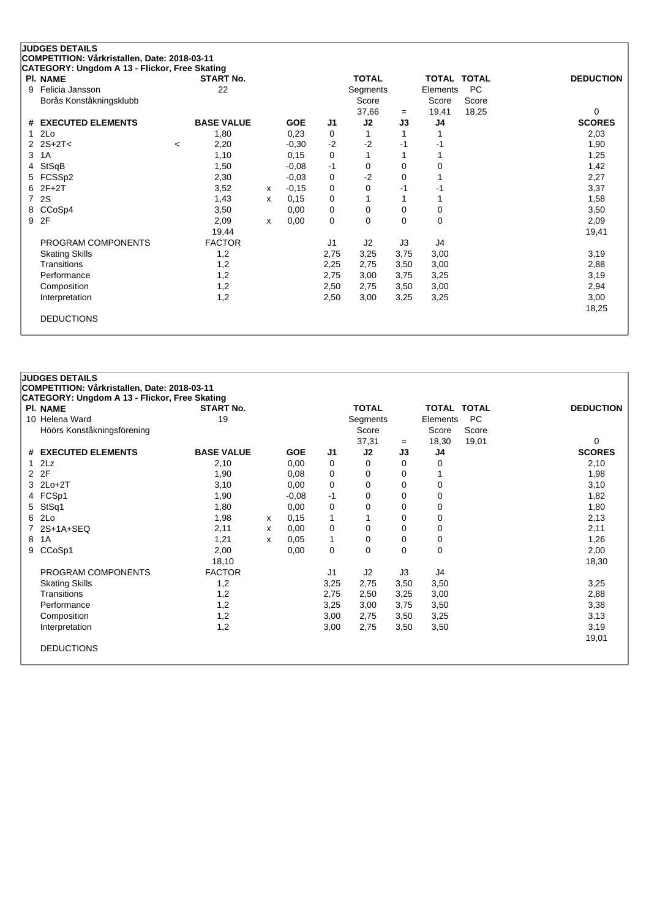**JUDGES DETAILS**
**COMPETITION: Vårkristallen, Date: 2018-03-11**
**CATEGORY: Ungdom A 13 - Flickor, Free Skating**

| Pl. | NAME | START No. | TOTAL Segments Score | = | TOTAL Elements Score | TOTAL PC Score | DEDUCTION |
|---|---|---|---|---|---|---|---|
| 9 | Felicia Jansson<br>Borås Konståkningsklubb | 22 | 37,66 | = | 19,41 | 18,25 | 0 |

| # | EXECUTED ELEMENTS | | BASE VALUE | | GOE | J1 | J2 | J3 | J4 | SCORES |
|---|---|---|---|---|---|---|---|---|---|---|
| 1 | 2Lo | | 1,80 | | 0,23 | 0 | 1 | 1 | 1 | 2,03 |
| 2 | 2S+2T< | < | 2,20 | | -0,30 | -2 | -2 | -1 | -1 | 1,90 |
| 3 | 1A | | 1,10 | | 0,15 | 0 | 1 | 1 | 1 | 1,25 |
| 4 | StSqB | | 1,50 | | -0,08 | -1 | 0 | 0 | 0 | 1,42 |
| 5 | FCSSp2 | | 2,30 | | -0,03 | 0 | -2 | 0 | 1 | 2,27 |
| 6 | 2F+2T | | 3,52 | x | -0,15 | 0 | 0 | -1 | -1 | 3,37 |
| 7 | 2S | | 1,43 | x | 0,15 | 0 | 1 | 1 | 1 | 1,58 |
| 8 | CCoSp4 | | 3,50 | | 0,00 | 0 | 0 | 0 | 0 | 3,50 |
| 9 | 2F | | 2,09 | x | 0,00 | 0 | 0 | 0 | 0 | 2,09 |
| | | | 19,44 | | | | | | | 19,41 |
| | PROGRAM COMPONENTS | | FACTOR | | | J1 | J2 | J3 | J4 | |
| | Skating Skills | | 1,2 | | | 2,75 | 3,25 | 3,75 | 3,00 | 3,19 |
| | Transitions | | 1,2 | | | 2,25 | 2,75 | 3,50 | 3,00 | 2,88 |
| | Performance | | 1,2 | | | 2,75 | 3,00 | 3,75 | 3,25 | 3,19 |
| | Composition | | 1,2 | | | 2,50 | 2,75 | 3,50 | 3,00 | 2,94 |
| | Interpretation | | 1,2 | | | 2,50 | 3,00 | 3,25 | 3,25 | 3,00 |
| | | | | | | | | | | 18,25 |
| | DEDUCTIONS | | | | | | | | | |

**JUDGES DETAILS**
**COMPETITION: Vårkristallen, Date: 2018-03-11**
**CATEGORY: Ungdom A 13 - Flickor, Free Skating**

| Pl. | NAME | START No. | TOTAL Segments Score | = | TOTAL Elements Score | TOTAL PC Score | DEDUCTION |
|---|---|---|---|---|---|---|---|
| 10 | Helena Ward<br>Höörs Konståkningsförening | 19 | 37,31 | = | 18,30 | 19,01 | 0 |

| # | EXECUTED ELEMENTS | | BASE VALUE | | GOE | J1 | J2 | J3 | J4 | SCORES |
|---|---|---|---|---|---|---|---|---|---|---|
| 1 | 2Lz | | 2,10 | | 0,00 | 0 | 0 | 0 | 0 | 2,10 |
| 2 | 2F | | 1,90 | | 0,08 | 0 | 0 | 0 | 1 | 1,98 |
| 3 | 2Lo+2T | | 3,10 | | 0,00 | 0 | 0 | 0 | 0 | 3,10 |
| 4 | FCSp1 | | 1,90 | | -0,08 | -1 | 0 | 0 | 0 | 1,82 |
| 5 | StSq1 | | 1,80 | | 0,00 | 0 | 0 | 0 | 0 | 1,80 |
| 6 | 2Lo | | 1,98 | x | 0,15 | 1 | 1 | 0 | 0 | 2,13 |
| 7 | 2S+1A+SEQ | | 2,11 | x | 0,00 | 0 | 0 | 0 | 0 | 2,11 |
| 8 | 1A | | 1,21 | x | 0,05 | 1 | 0 | 0 | 0 | 1,26 |
| 9 | CCoSp1 | | 2,00 | | 0,00 | 0 | 0 | 0 | 0 | 2,00 |
| | | | 18,10 | | | | | | | 18,30 |
| | PROGRAM COMPONENTS | | FACTOR | | | J1 | J2 | J3 | J4 | |
| | Skating Skills | | 1,2 | | | 3,25 | 2,75 | 3,50 | 3,50 | 3,25 |
| | Transitions | | 1,2 | | | 2,75 | 2,50 | 3,25 | 3,00 | 2,88 |
| | Performance | | 1,2 | | | 3,25 | 3,00 | 3,75 | 3,50 | 3,38 |
| | Composition | | 1,2 | | | 3,00 | 2,75 | 3,50 | 3,25 | 3,13 |
| | Interpretation | | 1,2 | | | 3,00 | 2,75 | 3,50 | 3,50 | 3,19 |
| | | | | | | | | | | 19,01 |
| | DEDUCTIONS | | | | | | | | | |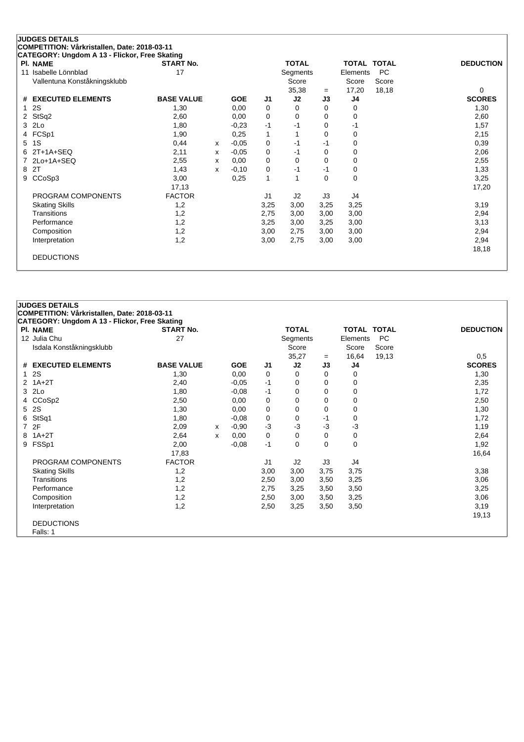## JUDGES DETAILS

**COMPETITION: Vårkristallen, Date: 2018-03-11**

**CATEGORY: Ungdom A 13 - Flickor, Free Skating**

| Pl. NAME | START No. | | | | TOTAL | | TOTAL | TOTAL | DEDUCTION |
|---|---|---|---|---|---|---|---|---|---|
| 11 Isabelle Lönnblad | 17 | | | | Segments | | Elements | PC | |
| Vallentuna Konståkningsklubb | | | | | Score | | Score | Score | |
| | | | | | 35,38 | = | 17,20 | 18,18 | 0 |

| # | EXECUTED ELEMENTS | BASE VALUE | | GOE | J1 | J2 | J3 | J4 | SCORES |
|---|---|---|---|---|---|---|---|---|---|
| 1 | 2S | 1,30 | | 0,00 | 0 | 0 | 0 | 0 | 1,30 |
| 2 | StSq2 | 2,60 | | 0,00 | 0 | 0 | 0 | 0 | 2,60 |
| 3 | 2Lo | 1,80 | | -0,23 | -1 | -1 | 0 | -1 | 1,57 |
| 4 | FCSp1 | 1,90 | | 0,25 | 1 | 1 | 0 | 0 | 2,15 |
| 5 | 1S | 0,44 | x | -0,05 | 0 | -1 | -1 | 0 | 0,39 |
| 6 | 2T+1A+SEQ | 2,11 | x | -0,05 | 0 | -1 | 0 | 0 | 2,06 |
| 7 | 2Lo+1A+SEQ | 2,55 | x | 0,00 | 0 | 0 | 0 | 0 | 2,55 |
| 8 | 2T | 1,43 | x | -0,10 | 0 | -1 | -1 | 0 | 1,33 |
| 9 | CCoSp3 | 3,00 | | 0,25 | 1 | 1 | 0 | 0 | 3,25 |
| | | 17,13 | | | | | | | 17,20 |
| | PROGRAM COMPONENTS | FACTOR | | | J1 | J2 | J3 | J4 | |
| | Skating Skills | 1,2 | | | 3,25 | 3,00 | 3,25 | 3,25 | 3,19 |
| | Transitions | 1,2 | | | 2,75 | 3,00 | 3,00 | 3,00 | 2,94 |
| | Performance | 1,2 | | | 3,25 | 3,00 | 3,25 | 3,00 | 3,13 |
| | Composition | 1,2 | | | 3,00 | 2,75 | 3,00 | 3,00 | 2,94 |
| | Interpretation | 1,2 | | | 3,00 | 2,75 | 3,00 | 3,00 | 2,94 |
| | | | | | | | | | 18,18 |
| | DEDUCTIONS | | | | | | | | |

## JUDGES DETAILS

**COMPETITION: Vårkristallen, Date: 2018-03-11**

**CATEGORY: Ungdom A 13 - Flickor, Free Skating**

| Pl. NAME | START No. | | | | TOTAL | | TOTAL | TOTAL | DEDUCTION |
|---|---|---|---|---|---|---|---|---|---|
| 12 Julia Chu | 27 | | | | Segments | | Elements | PC | |
| Isdala Konståkningsklubb | | | | | Score | | Score | Score | |
| | | | | | 35,27 | = | 16,64 | 19,13 | 0,5 |

| # | EXECUTED ELEMENTS | BASE VALUE | | GOE | J1 | J2 | J3 | J4 | SCORES |
|---|---|---|---|---|---|---|---|---|---|
| 1 | 2S | 1,30 | | 0,00 | 0 | 0 | 0 | 0 | 1,30 |
| 2 | 1A+2T | 2,40 | | -0,05 | -1 | 0 | 0 | 0 | 2,35 |
| 3 | 2Lo | 1,80 | | -0,08 | -1 | 0 | 0 | 0 | 1,72 |
| 4 | CCoSp2 | 2,50 | | 0,00 | 0 | 0 | 0 | 0 | 2,50 |
| 5 | 2S | 1,30 | | 0,00 | 0 | 0 | 0 | 0 | 1,30 |
| 6 | StSq1 | 1,80 | | -0,08 | 0 | 0 | -1 | 0 | 1,72 |
| 7 | 2F | 2,09 | x | -0,90 | -3 | -3 | -3 | -3 | 1,19 |
| 8 | 1A+2T | 2,64 | x | 0,00 | 0 | 0 | 0 | 0 | 2,64 |
| 9 | FSSp1 | 2,00 | | -0,08 | -1 | 0 | 0 | 0 | 1,92 |
| | | 17,83 | | | | | | | 16,64 |
| | PROGRAM COMPONENTS | FACTOR | | | J1 | J2 | J3 | J4 | |
| | Skating Skills | 1,2 | | | 3,00 | 3,00 | 3,75 | 3,75 | 3,38 |
| | Transitions | 1,2 | | | 2,50 | 3,00 | 3,50 | 3,25 | 3,06 |
| | Performance | 1,2 | | | 2,75 | 3,25 | 3,50 | 3,50 | 3,25 |
| | Composition | 1,2 | | | 2,50 | 3,00 | 3,50 | 3,25 | 3,06 |
| | Interpretation | 1,2 | | | 2,50 | 3,25 | 3,50 | 3,50 | 3,19 |
| | | | | | | | | | 19,13 |
| | DEDUCTIONS | | | | | | | | |
| | Falls: 1 | | | | | | | | |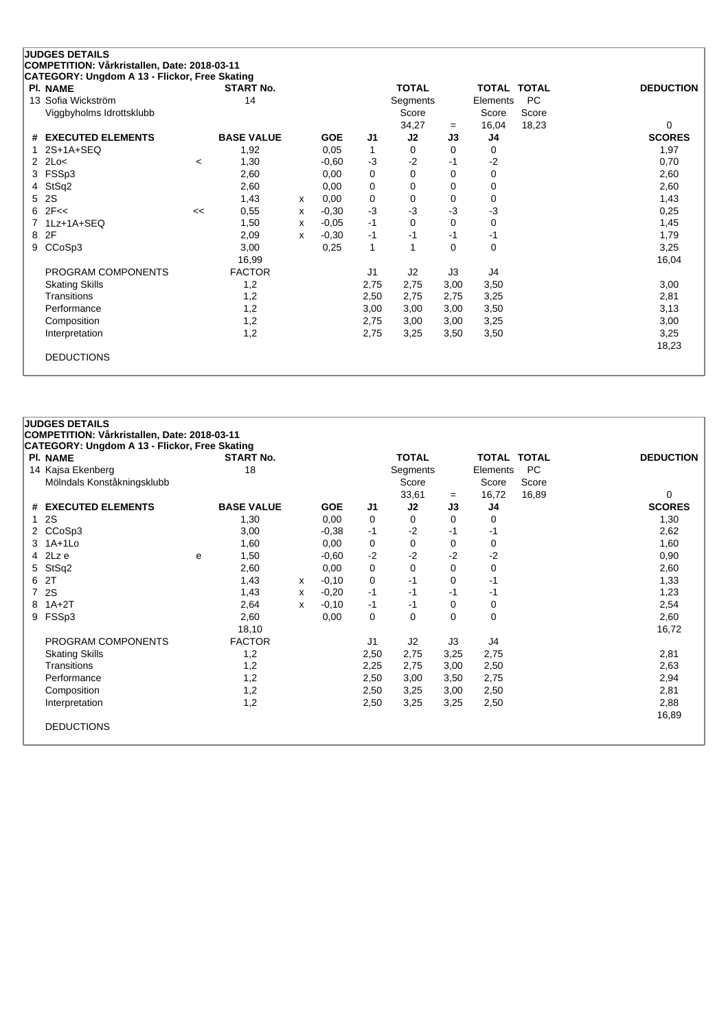## JUDGES DETAILS

**COMPETITION: Vårkristallen, Date: 2018-03-11**

**CATEGORY: Ungdom A 13 - Flickor, Free Skating**

| Pl. NAME | START No. | TOTAL Segments Score | = | TOTAL Elements Score | TOTAL PC Score | DEDUCTION |
|---|---|---|---|---|---|---|
| 13 Sofia Wickström, Viggbyholms Idrottsklubb | 14 | 34,27 | = | 16,04 | 18,23 | 0 |

| # | EXECUTED ELEMENTS | | BASE VALUE | | GOE | J1 | J2 | J3 | J4 | SCORES |
|---|---|---|---|---|---|---|---|---|---|---|
| 1 | 2S+1A+SEQ | | 1,92 | | 0,05 | 1 | 0 | 0 | 0 | 1,97 |
| 2 | 2Lo< | < | 1,30 | | -0,60 | -3 | -2 | -1 | -2 | 0,70 |
| 3 | FSSp3 | | 2,60 | | 0,00 | 0 | 0 | 0 | 0 | 2,60 |
| 4 | StSq2 | | 2,60 | | 0,00 | 0 | 0 | 0 | 0 | 2,60 |
| 5 | 2S | | 1,43 | x | 0,00 | 0 | 0 | 0 | 0 | 1,43 |
| 6 | 2F<< | << | 0,55 | x | -0,30 | -3 | -3 | -3 | -3 | 0,25 |
| 7 | 1Lz+1A+SEQ | | 1,50 | x | -0,05 | -1 | 0 | 0 | 0 | 1,45 |
| 8 | 2F | | 2,09 | x | -0,30 | -1 | -1 | -1 | -1 | 1,79 |
| 9 | CCoSp3 | | 3,00 | | 0,25 | 1 | 1 | 0 | 0 | 3,25 |
| | | | 16,99 | | | | | | | 16,04 |
| | PROGRAM COMPONENTS | | FACTOR | | | J1 | J2 | J3 | J4 | |
| | Skating Skills | | 1,2 | | | 2,75 | 2,75 | 3,00 | 3,50 | 3,00 |
| | Transitions | | 1,2 | | | 2,50 | 2,75 | 2,75 | 3,25 | 2,81 |
| | Performance | | 1,2 | | | 3,00 | 3,00 | 3,00 | 3,50 | 3,13 |
| | Composition | | 1,2 | | | 2,75 | 3,00 | 3,00 | 3,25 | 3,00 |
| | Interpretation | | 1,2 | | | 2,75 | 3,25 | 3,50 | 3,50 | 3,25 |
| | | | | | | | | | | 18,23 |
| | DEDUCTIONS | | | | | | | | | |

## JUDGES DETAILS

**COMPETITION: Vårkristallen, Date: 2018-03-11**

**CATEGORY: Ungdom A 13 - Flickor, Free Skating**

| Pl. NAME | START No. | TOTAL Segments Score | = | TOTAL Elements Score | TOTAL PC Score | DEDUCTION |
|---|---|---|---|---|---|---|
| 14 Kajsa Ekenberg, Mölndals Konståkningsklubb | 18 | 33,61 | = | 16,72 | 16,89 | 0 |

| # | EXECUTED ELEMENTS | | BASE VALUE | | GOE | J1 | J2 | J3 | J4 | SCORES |
|---|---|---|---|---|---|---|---|---|---|---|
| 1 | 2S | | 1,30 | | 0,00 | 0 | 0 | 0 | 0 | 1,30 |
| 2 | CCoSp3 | | 3,00 | | -0,38 | -1 | -2 | -1 | -1 | 2,62 |
| 3 | 1A+1Lo | | 1,60 | | 0,00 | 0 | 0 | 0 | 0 | 1,60 |
| 4 | 2Lz e | e | 1,50 | | -0,60 | -2 | -2 | -2 | -2 | 0,90 |
| 5 | StSq2 | | 2,60 | | 0,00 | 0 | 0 | 0 | 0 | 2,60 |
| 6 | 2T | | 1,43 | x | -0,10 | 0 | -1 | 0 | -1 | 1,33 |
| 7 | 2S | | 1,43 | x | -0,20 | -1 | -1 | -1 | -1 | 1,23 |
| 8 | 1A+2T | | 2,64 | x | -0,10 | -1 | -1 | 0 | 0 | 2,54 |
| 9 | FSSp3 | | 2,60 | | 0,00 | 0 | 0 | 0 | 0 | 2,60 |
| | | | 18,10 | | | | | | | 16,72 |
| | PROGRAM COMPONENTS | | FACTOR | | | J1 | J2 | J3 | J4 | |
| | Skating Skills | | 1,2 | | | 2,50 | 2,75 | 3,25 | 2,75 | 2,81 |
| | Transitions | | 1,2 | | | 2,25 | 2,75 | 3,00 | 2,50 | 2,63 |
| | Performance | | 1,2 | | | 2,50 | 3,00 | 3,50 | 2,75 | 2,94 |
| | Composition | | 1,2 | | | 2,50 | 3,25 | 3,00 | 2,50 | 2,81 |
| | Interpretation | | 1,2 | | | 2,50 | 3,25 | 3,25 | 2,50 | 2,88 |
| | | | | | | | | | | 16,89 |
| | DEDUCTIONS | | | | | | | | | |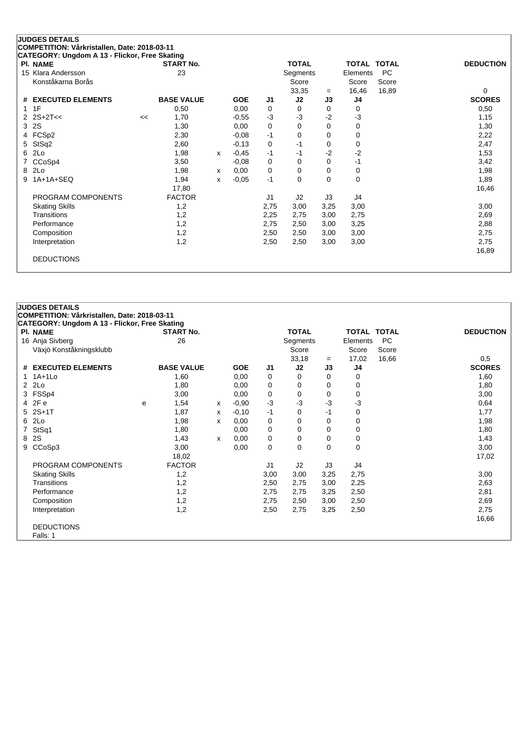## JUDGES DETAILS

**COMPETITION: Vårkristallen, Date: 2018-03-11**

**CATEGORY: Ungdom A 13 - Flickor, Free Skating**

| Pl. | NAME | START No. | TOTAL Segments Score | = | TOTAL Elements Score | TOTAL PC Score | DEDUCTION |
|---|---|---|---|---|---|---|---|
| 15 | Klara Andersson<br>Konståkarna Borås | 23 | 33,35 | = | 16,46 | 16,89 | 0 |

| # | EXECUTED ELEMENTS | | BASE VALUE | | GOE | J1 | J2 | J3 | J4 | SCORES |
|---|---|---|---|---|---|---|---|---|---|---|
| 1 | 1F | | 0,50 | | 0,00 | 0 | 0 | 0 | 0 | 0,50 |
| 2 | 2S+2T<< | << | 1,70 | | -0,55 | -3 | -3 | -2 | -3 | 1,15 |
| 3 | 2S | | 1,30 | | 0,00 | 0 | 0 | 0 | 0 | 1,30 |
| 4 | FCSp2 | | 2,30 | | -0,08 | -1 | 0 | 0 | 0 | 2,22 |
| 5 | StSq2 | | 2,60 | | -0,13 | 0 | -1 | 0 | 0 | 2,47 |
| 6 | 2Lo | | 1,98 | x | -0,45 | -1 | -1 | -2 | -2 | 1,53 |
| 7 | CCoSp4 | | 3,50 | | -0,08 | 0 | 0 | 0 | -1 | 3,42 |
| 8 | 2Lo | | 1,98 | x | 0,00 | 0 | 0 | 0 | 0 | 1,98 |
| 9 | 1A+1A+SEQ | | 1,94 | x | -0,05 | -1 | 0 | 0 | 0 | 1,89 |
| | | | 17,80 | | | | | | | 16,46 |

| PROGRAM COMPONENTS | FACTOR | J1 | J2 | J3 | J4 | |
|---|---|---|---|---|---|---|
| Skating Skills | 1,2 | 2,75 | 3,00 | 3,25 | 3,00 | 3,00 |
| Transitions | 1,2 | 2,25 | 2,75 | 3,00 | 2,75 | 2,69 |
| Performance | 1,2 | 2,75 | 2,50 | 3,00 | 3,25 | 2,88 |
| Composition | 1,2 | 2,50 | 2,50 | 3,00 | 3,00 | 2,75 |
| Interpretation | 1,2 | 2,50 | 2,50 | 3,00 | 3,00 | 2,75 |
| | | | | | | 16,89 |

DEDUCTIONS

## JUDGES DETAILS

**COMPETITION: Vårkristallen, Date: 2018-03-11**

**CATEGORY: Ungdom A 13 - Flickor, Free Skating**

| Pl. | NAME | START No. | TOTAL Segments Score | = | TOTAL Elements Score | TOTAL PC Score | DEDUCTION |
|---|---|---|---|---|---|---|---|
| 16 | Anja Sivberg<br>Växjö Konståkningsklubb | 26 | 33,18 | = | 17,02 | 16,66 | 0,5 |

| # | EXECUTED ELEMENTS | | BASE VALUE | | GOE | J1 | J2 | J3 | J4 | SCORES |
|---|---|---|---|---|---|---|---|---|---|---|
| 1 | 1A+1Lo | | 1,60 | | 0,00 | 0 | 0 | 0 | 0 | 1,60 |
| 2 | 2Lo | | 1,80 | | 0,00 | 0 | 0 | 0 | 0 | 1,80 |
| 3 | FSSp4 | | 3,00 | | 0,00 | 0 | 0 | 0 | 0 | 3,00 |
| 4 | 2F e | e | 1,54 | x | -0,90 | -3 | -3 | -3 | -3 | 0,64 |
| 5 | 2S+1T | | 1,87 | x | -0,10 | -1 | 0 | -1 | 0 | 1,77 |
| 6 | 2Lo | | 1,98 | x | 0,00 | 0 | 0 | 0 | 0 | 1,98 |
| 7 | StSq1 | | 1,80 | | 0,00 | 0 | 0 | 0 | 0 | 1,80 |
| 8 | 2S | | 1,43 | x | 0,00 | 0 | 0 | 0 | 0 | 1,43 |
| 9 | CCoSp3 | | 3,00 | | 0,00 | 0 | 0 | 0 | 0 | 3,00 |
| | | | 18,02 | | | | | | | 17,02 |

| PROGRAM COMPONENTS | FACTOR | J1 | J2 | J3 | J4 | |
|---|---|---|---|---|---|---|
| Skating Skills | 1,2 | 3,00 | 3,00 | 3,25 | 2,75 | 3,00 |
| Transitions | 1,2 | 2,50 | 2,75 | 3,00 | 2,25 | 2,63 |
| Performance | 1,2 | 2,75 | 2,75 | 3,25 | 2,50 | 2,81 |
| Composition | 1,2 | 2,75 | 2,50 | 3,00 | 2,50 | 2,69 |
| Interpretation | 1,2 | 2,50 | 2,75 | 3,25 | 2,50 | 2,75 |
| | | | | | | 16,66 |

DEDUCTIONS

Falls: 1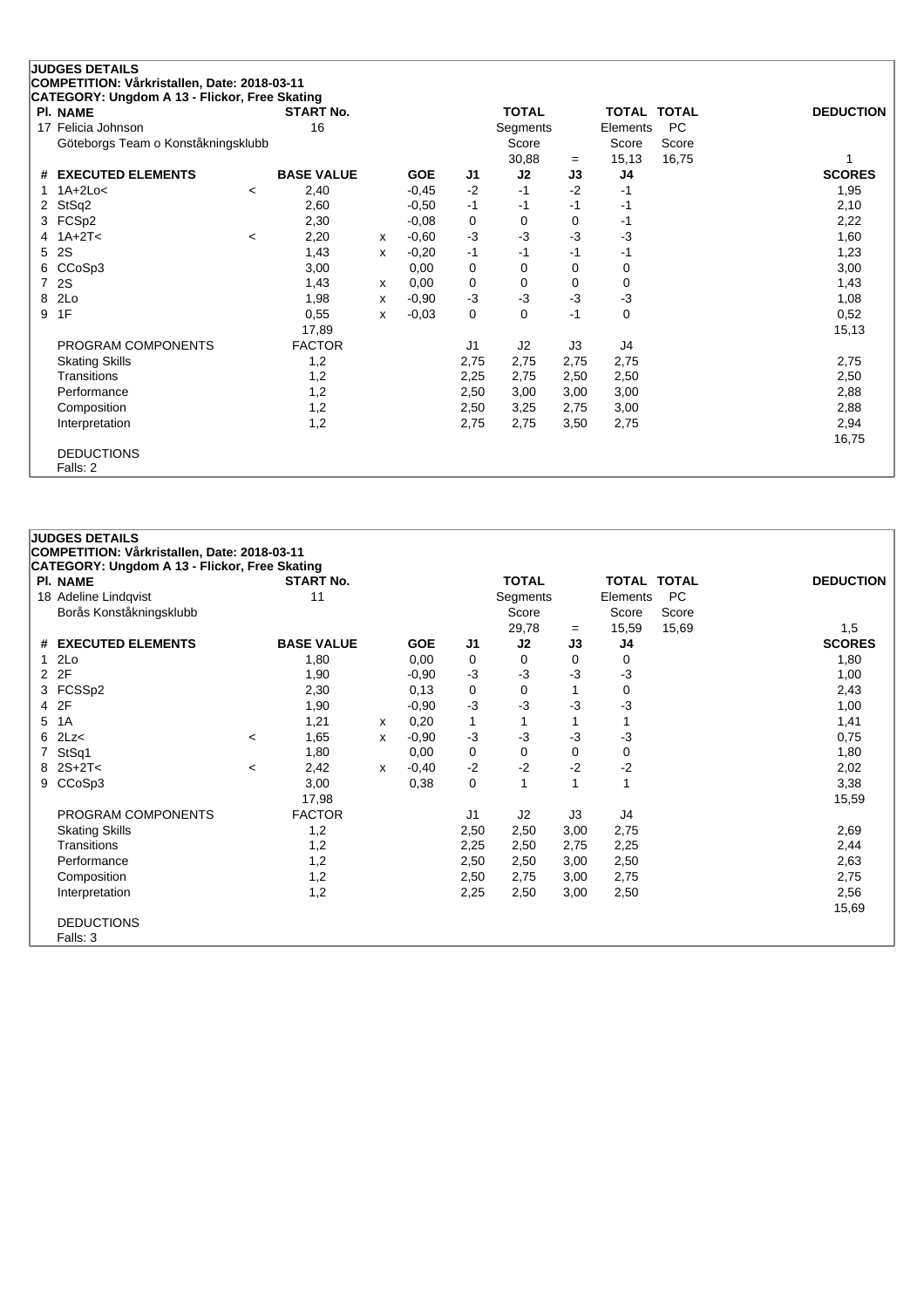## JUDGES DETAILS

**COMPETITION: Vårkristallen, Date: 2018-03-11**

**CATEGORY: Ungdom A 13 - Flickor, Free Skating**

| Pl. | NAME | START No. | TOTAL Segments Score | = | TOTAL Elements Score | TOTAL PC Score | DEDUCTION |
|---|---|---|---|---|---|---|---|
| 17 | Felicia Johnson<br>Göteborgs Team o Konståkningsklubb | 16 | 30,88 | = | 15,13 | 16,75 | 1 |

| # | EXECUTED ELEMENTS | | BASE VALUE | | GOE | J1 | J2 | J3 | J4 | SCORES |
|---|---|---|---|---|---|---|---|---|---|---|
| 1 | 1A+2Lo< | < | 2,40 | | -0,45 | -2 | -1 | -2 | -1 | 1,95 |
| 2 | StSq2 | | 2,60 | | -0,50 | -1 | -1 | -1 | -1 | 2,10 |
| 3 | FCSp2 | | 2,30 | | -0,08 | 0 | 0 | 0 | -1 | 2,22 |
| 4 | 1A+2T< | < | 2,20 | x | -0,60 | -3 | -3 | -3 | -3 | 1,60 |
| 5 | 2S | | 1,43 | x | -0,20 | -1 | -1 | -1 | -1 | 1,23 |
| 6 | CCoSp3 | | 3,00 | | 0,00 | 0 | 0 | 0 | 0 | 3,00 |
| 7 | 2S | | 1,43 | x | 0,00 | 0 | 0 | 0 | 0 | 1,43 |
| 8 | 2Lo | | 1,98 | x | -0,90 | -3 | -3 | -3 | -3 | 1,08 |
| 9 | 1F | | 0,55 | x | -0,03 | 0 | 0 | -1 | 0 | 0,52 |
| | | | 17,89 | | | | | | | 15,13 |
| | PROGRAM COMPONENTS | | FACTOR | | | J1 | J2 | J3 | J4 | |
| | Skating Skills | | 1,2 | | | 2,75 | 2,75 | 2,75 | 2,75 | 2,75 |
| | Transitions | | 1,2 | | | 2,25 | 2,75 | 2,50 | 2,50 | 2,50 |
| | Performance | | 1,2 | | | 2,50 | 3,00 | 3,00 | 3,00 | 2,88 |
| | Composition | | 1,2 | | | 2,50 | 3,25 | 2,75 | 3,00 | 2,88 |
| | Interpretation | | 1,2 | | | 2,75 | 2,75 | 3,50 | 2,75 | 2,94 |
| | | | | | | | | | | 16,75 |
| | DEDUCTIONS | | | | | | | | | |
| | Falls: 2 | | | | | | | | | |

## JUDGES DETAILS

**COMPETITION: Vårkristallen, Date: 2018-03-11**

**CATEGORY: Ungdom A 13 - Flickor, Free Skating**

| Pl. | NAME | START No. | TOTAL Segments Score | = | TOTAL Elements Score | TOTAL PC Score | DEDUCTION |
|---|---|---|---|---|---|---|---|
| 18 | Adeline Lindqvist<br>Borås Konståkningsklubb | 11 | 29,78 | = | 15,59 | 15,69 | 1,5 |

| # | EXECUTED ELEMENTS | | BASE VALUE | | GOE | J1 | J2 | J3 | J4 | SCORES |
|---|---|---|---|---|---|---|---|---|---|---|
| 1 | 2Lo | | 1,80 | | 0,00 | 0 | 0 | 0 | 0 | 1,80 |
| 2 | 2F | | 1,90 | | -0,90 | -3 | -3 | -3 | -3 | 1,00 |
| 3 | FCSSp2 | | 2,30 | | 0,13 | 0 | 0 | 1 | 0 | 2,43 |
| 4 | 2F | | 1,90 | | -0,90 | -3 | -3 | -3 | -3 | 1,00 |
| 5 | 1A | | 1,21 | x | 0,20 | 1 | 1 | 1 | 1 | 1,41 |
| 6 | 2Lz< | < | 1,65 | x | -0,90 | -3 | -3 | -3 | -3 | 0,75 |
| 7 | StSq1 | | 1,80 | | 0,00 | 0 | 0 | 0 | 0 | 1,80 |
| 8 | 2S+2T< | < | 2,42 | x | -0,40 | -2 | -2 | -2 | -2 | 2,02 |
| 9 | CCoSp3 | | 3,00 | | 0,38 | 0 | 1 | 1 | 1 | 3,38 |
| | | | 17,98 | | | | | | | 15,59 |
| | PROGRAM COMPONENTS | | FACTOR | | | J1 | J2 | J3 | J4 | |
| | Skating Skills | | 1,2 | | | 2,50 | 2,50 | 3,00 | 2,75 | 2,69 |
| | Transitions | | 1,2 | | | 2,25 | 2,50 | 2,75 | 2,25 | 2,44 |
| | Performance | | 1,2 | | | 2,50 | 2,50 | 3,00 | 2,50 | 2,63 |
| | Composition | | 1,2 | | | 2,50 | 2,75 | 3,00 | 2,75 | 2,75 |
| | Interpretation | | 1,2 | | | 2,25 | 2,50 | 3,00 | 2,50 | 2,56 |
| | | | | | | | | | | 15,69 |
| | DEDUCTIONS | | | | | | | | | |
| | Falls: 3 | | | | | | | | | |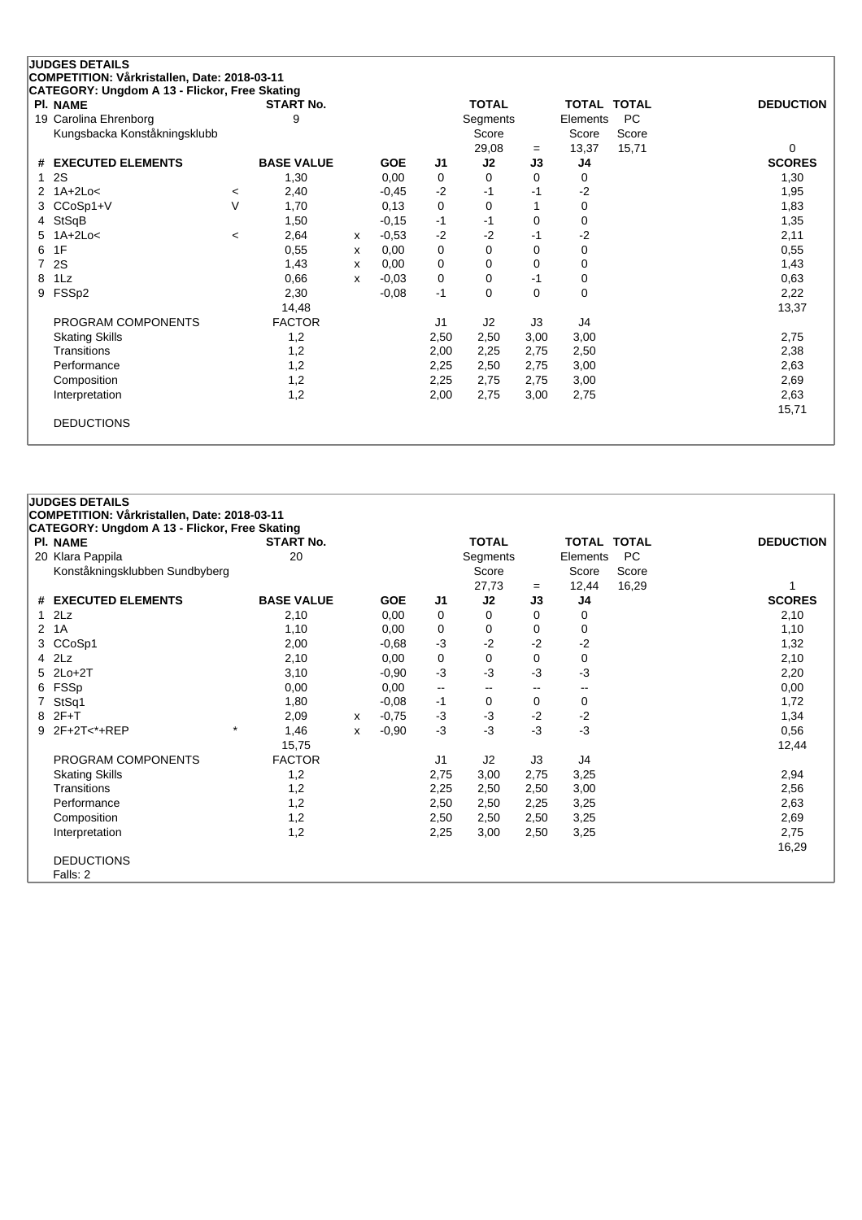**JUDGES DETAILS**
**COMPETITION: Vårkristallen, Date: 2018-03-11**
**CATEGORY: Ungdom A 13 - Flickor, Free Skating**

| Pl. NAME | | START No. | | | | TOTAL Segments Score | | TOTAL Elements Score | TOTAL PC Score | DEDUCTION |
|---|---|---|---|---|---|---|---|---|---|---|
| 19 Carolina Ehrenborg | | 9 | | | | 29,08 | = | 13,37 | 15,71 | 0 |
| Kungsbacka Konståkningsklubb | | | | | | | | | | |

| # | EXECUTED ELEMENTS | | BASE VALUE | | GOE | J1 | J2 | J3 | J4 | SCORES |
|---|---|---|---|---|---|---|---|---|---|---|
| 1 | 2S | | 1,30 | | 0,00 | 0 | 0 | 0 | 0 | 1,30 |
| 2 | 1A+2Lo< | < | 2,40 | | -0,45 | -2 | -1 | -1 | -2 | 1,95 |
| 3 | CCoSp1+V | V | 1,70 | | 0,13 | 0 | 0 | 1 | 0 | 1,83 |
| 4 | StSqB | | 1,50 | | -0,15 | -1 | -1 | 0 | 0 | 1,35 |
| 5 | 1A+2Lo< | < | 2,64 | x | -0,53 | -2 | -2 | -1 | -2 | 2,11 |
| 6 | 1F | | 0,55 | x | 0,00 | 0 | 0 | 0 | 0 | 0,55 |
| 7 | 2S | | 1,43 | x | 0,00 | 0 | 0 | 0 | 0 | 1,43 |
| 8 | 1Lz | | 0,66 | x | -0,03 | 0 | 0 | -1 | 0 | 0,63 |
| 9 | FSSp2 | | 2,30 | | -0,08 | -1 | 0 | 0 | 0 | 2,22 |
| | | | 14,48 | | | | | | | 13,37 |
| | PROGRAM COMPONENTS | | FACTOR | | | J1 | J2 | J3 | J4 | |
| | Skating Skills | | 1,2 | | | 2,50 | 2,50 | 3,00 | 3,00 | 2,75 |
| | Transitions | | 1,2 | | | 2,00 | 2,25 | 2,75 | 2,50 | 2,38 |
| | Performance | | 1,2 | | | 2,25 | 2,50 | 2,75 | 3,00 | 2,63 |
| | Composition | | 1,2 | | | 2,25 | 2,75 | 2,75 | 3,00 | 2,69 |
| | Interpretation | | 1,2 | | | 2,00 | 2,75 | 3,00 | 2,75 | 2,63 |
| | | | | | | | | | | 15,71 |
| | DEDUCTIONS | | | | | | | | | |

**JUDGES DETAILS**
**COMPETITION: Vårkristallen, Date: 2018-03-11**
**CATEGORY: Ungdom A 13 - Flickor, Free Skating**

| Pl. NAME | | START No. | | | | TOTAL Segments Score | | TOTAL Elements Score | TOTAL PC Score | DEDUCTION |
|---|---|---|---|---|---|---|---|---|---|---|
| 20 Klara Pappila | | 20 | | | | 27,73 | = | 12,44 | 16,29 | 1 |
| Konståkningsklubben Sundbyberg | | | | | | | | | | |

| # | EXECUTED ELEMENTS | | BASE VALUE | | GOE | J1 | J2 | J3 | J4 | SCORES |
|---|---|---|---|---|---|---|---|---|---|---|
| 1 | 2Lz | | 2,10 | | 0,00 | 0 | 0 | 0 | 0 | 2,10 |
| 2 | 1A | | 1,10 | | 0,00 | 0 | 0 | 0 | 0 | 1,10 |
| 3 | CCoSp1 | | 2,00 | | -0,68 | -3 | -2 | -2 | -2 | 1,32 |
| 4 | 2Lz | | 2,10 | | 0,00 | 0 | 0 | 0 | 0 | 2,10 |
| 5 | 2Lo+2T | | 3,10 | | -0,90 | -3 | -3 | -3 | -3 | 2,20 |
| 6 | FSSp | | 0,00 | | 0,00 | -- | -- | -- | -- | 0,00 |
| 7 | StSq1 | | 1,80 | | -0,08 | -1 | 0 | 0 | 0 | 1,72 |
| 8 | 2F+T | | 2,09 | x | -0,75 | -3 | -3 | -2 | -2 | 1,34 |
| 9 | 2F+2T<*+REP | * | 1,46 | x | -0,90 | -3 | -3 | -3 | -3 | 0,56 |
| | | | 15,75 | | | | | | | 12,44 |
| | PROGRAM COMPONENTS | | FACTOR | | | J1 | J2 | J3 | J4 | |
| | Skating Skills | | 1,2 | | | 2,75 | 3,00 | 2,75 | 3,25 | 2,94 |
| | Transitions | | 1,2 | | | 2,25 | 2,50 | 2,50 | 3,00 | 2,56 |
| | Performance | | 1,2 | | | 2,50 | 2,50 | 2,25 | 3,25 | 2,63 |
| | Composition | | 1,2 | | | 2,50 | 2,50 | 2,50 | 3,25 | 2,69 |
| | Interpretation | | 1,2 | | | 2,25 | 3,00 | 2,50 | 3,25 | 2,75 |
| | | | | | | | | | | 16,29 |
| | DEDUCTIONS | | | | | | | | | |
| | Falls: 2 | | | | | | | | | |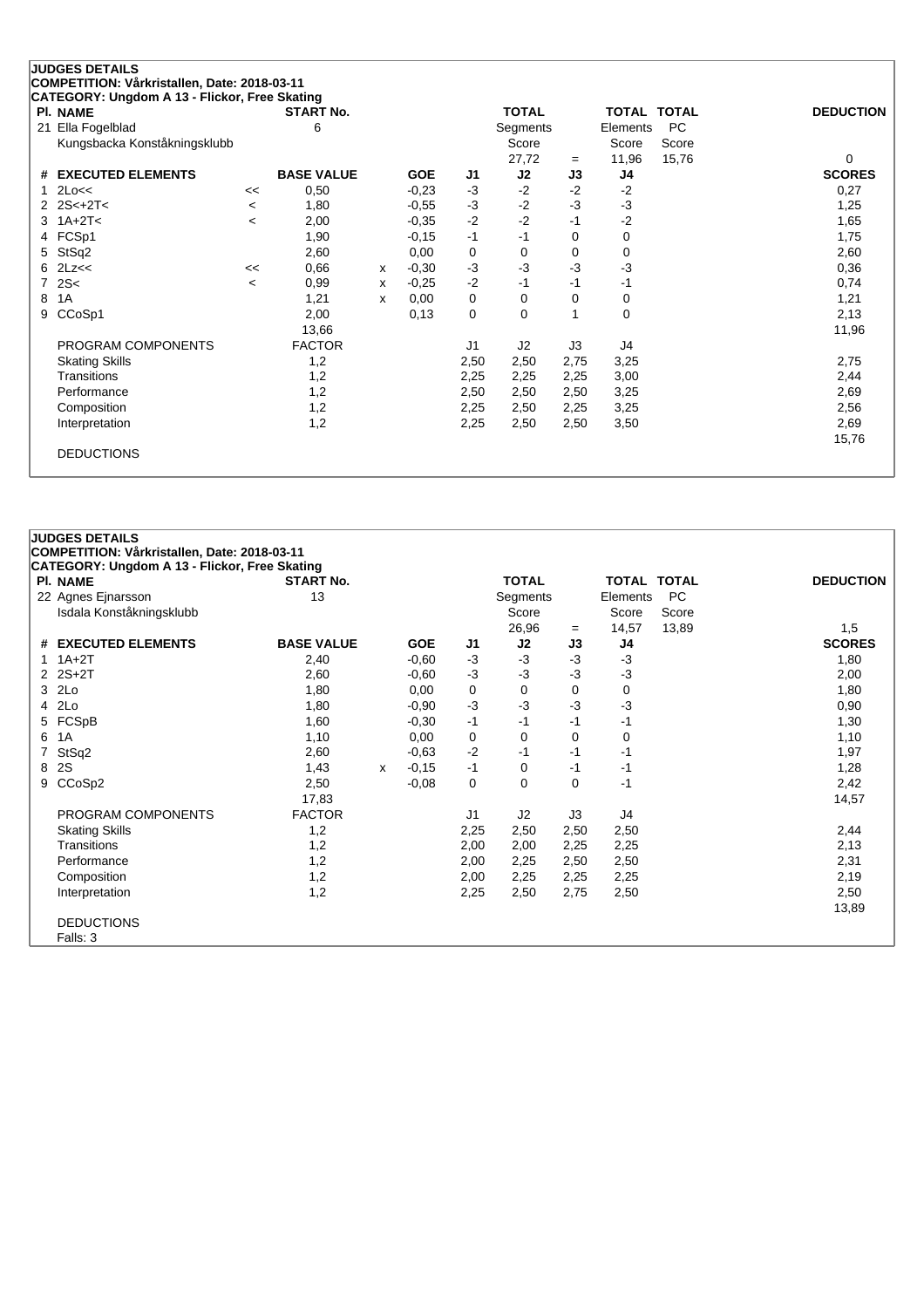**JUDGES DETAILS**
**COMPETITION: Vårkristallen, Date: 2018-03-11**
**CATEGORY: Ungdom A 13 - Flickor, Free Skating**

| Pl. | NAME | START No. | TOTAL Segments Score | = | TOTAL Elements Score | TOTAL PC Score | DEDUCTION |
|---|---|---|---|---|---|---|---|
| 21 | Ella Fogelblad<br>Kungsbacka Konståkningsklubb | 6 | 27,72 | = | 11,96 | 15,76 | 0 |

| # | EXECUTED ELEMENTS | | BASE VALUE | | GOE | J1 | J2 | J3 | J4 | SCORES |
|---|---|---|---|---|---|---|---|---|---|---|
| 1 | 2Lo<< | << | 0,50 | | -0,23 | -3 | -2 | -2 | -2 | 0,27 |
| 2 | 2S<+2T< | < | 1,80 | | -0,55 | -3 | -2 | -3 | -3 | 1,25 |
| 3 | 1A+2T< | < | 2,00 | | -0,35 | -2 | -2 | -1 | -2 | 1,65 |
| 4 | FCSp1 | | 1,90 | | -0,15 | -1 | -1 | 0 | 0 | 1,75 |
| 5 | StSq2 | | 2,60 | | 0,00 | 0 | 0 | 0 | 0 | 2,60 |
| 6 | 2Lz<< | << | 0,66 | x | -0,30 | -3 | -3 | -3 | -3 | 0,36 |
| 7 | 2S< | < | 0,99 | x | -0,25 | -2 | -1 | -1 | -1 | 0,74 |
| 8 | 1A | | 1,21 | x | 0,00 | 0 | 0 | 0 | 0 | 1,21 |
| 9 | CCoSp1 | | 2,00 | | 0,13 | 0 | 0 | 1 | 0 | 2,13 |
| | | | 13,66 | | | | | | | 11,96 |

| PROGRAM COMPONENTS | FACTOR | J1 | J2 | J3 | J4 | |
|---|---|---|---|---|---|---|
| Skating Skills | 1,2 | 2,50 | 2,50 | 2,75 | 3,25 | 2,75 |
| Transitions | 1,2 | 2,25 | 2,25 | 2,25 | 3,00 | 2,44 |
| Performance | 1,2 | 2,50 | 2,50 | 2,50 | 3,25 | 2,69 |
| Composition | 1,2 | 2,25 | 2,50 | 2,25 | 3,25 | 2,56 |
| Interpretation | 1,2 | 2,25 | 2,50 | 2,50 | 3,50 | 2,69 |
| | | | | | | 15,76 |

DEDUCTIONS

**JUDGES DETAILS**
**COMPETITION: Vårkristallen, Date: 2018-03-11**
**CATEGORY: Ungdom A 13 - Flickor, Free Skating**

| Pl. | NAME | START No. | TOTAL Segments Score | = | TOTAL Elements Score | TOTAL PC Score | DEDUCTION |
|---|---|---|---|---|---|---|---|
| 22 | Agnes Ejnarsson<br>Isdala Konståkningsklubb | 13 | 26,96 | = | 14,57 | 13,89 | 1,5 |

| # | EXECUTED ELEMENTS | BASE VALUE | | GOE | J1 | J2 | J3 | J4 | SCORES |
|---|---|---|---|---|---|---|---|---|---|
| 1 | 1A+2T | 2,40 | | -0,60 | -3 | -3 | -3 | -3 | 1,80 |
| 2 | 2S+2T | 2,60 | | -0,60 | -3 | -3 | -3 | -3 | 2,00 |
| 3 | 2Lo | 1,80 | | 0,00 | 0 | 0 | 0 | 0 | 1,80 |
| 4 | 2Lo | 1,80 | | -0,90 | -3 | -3 | -3 | -3 | 0,90 |
| 5 | FCSpB | 1,60 | | -0,30 | -1 | -1 | -1 | -1 | 1,30 |
| 6 | 1A | 1,10 | | 0,00 | 0 | 0 | 0 | 0 | 1,10 |
| 7 | StSq2 | 2,60 | | -0,63 | -2 | -1 | -1 | -1 | 1,97 |
| 8 | 2S | 1,43 | x | -0,15 | -1 | 0 | -1 | -1 | 1,28 |
| 9 | CCoSp2 | 2,50 | | -0,08 | 0 | 0 | 0 | -1 | 2,42 |
| | | 17,83 | | | | | | | 14,57 |

| PROGRAM COMPONENTS | FACTOR | J1 | J2 | J3 | J4 | |
|---|---|---|---|---|---|---|
| Skating Skills | 1,2 | 2,25 | 2,50 | 2,50 | 2,50 | 2,44 |
| Transitions | 1,2 | 2,00 | 2,00 | 2,25 | 2,25 | 2,13 |
| Performance | 1,2 | 2,00 | 2,25 | 2,50 | 2,50 | 2,31 |
| Composition | 1,2 | 2,00 | 2,25 | 2,25 | 2,25 | 2,19 |
| Interpretation | 1,2 | 2,25 | 2,50 | 2,75 | 2,50 | 2,50 |
| | | | | | | 13,89 |

DEDUCTIONS
Falls: 3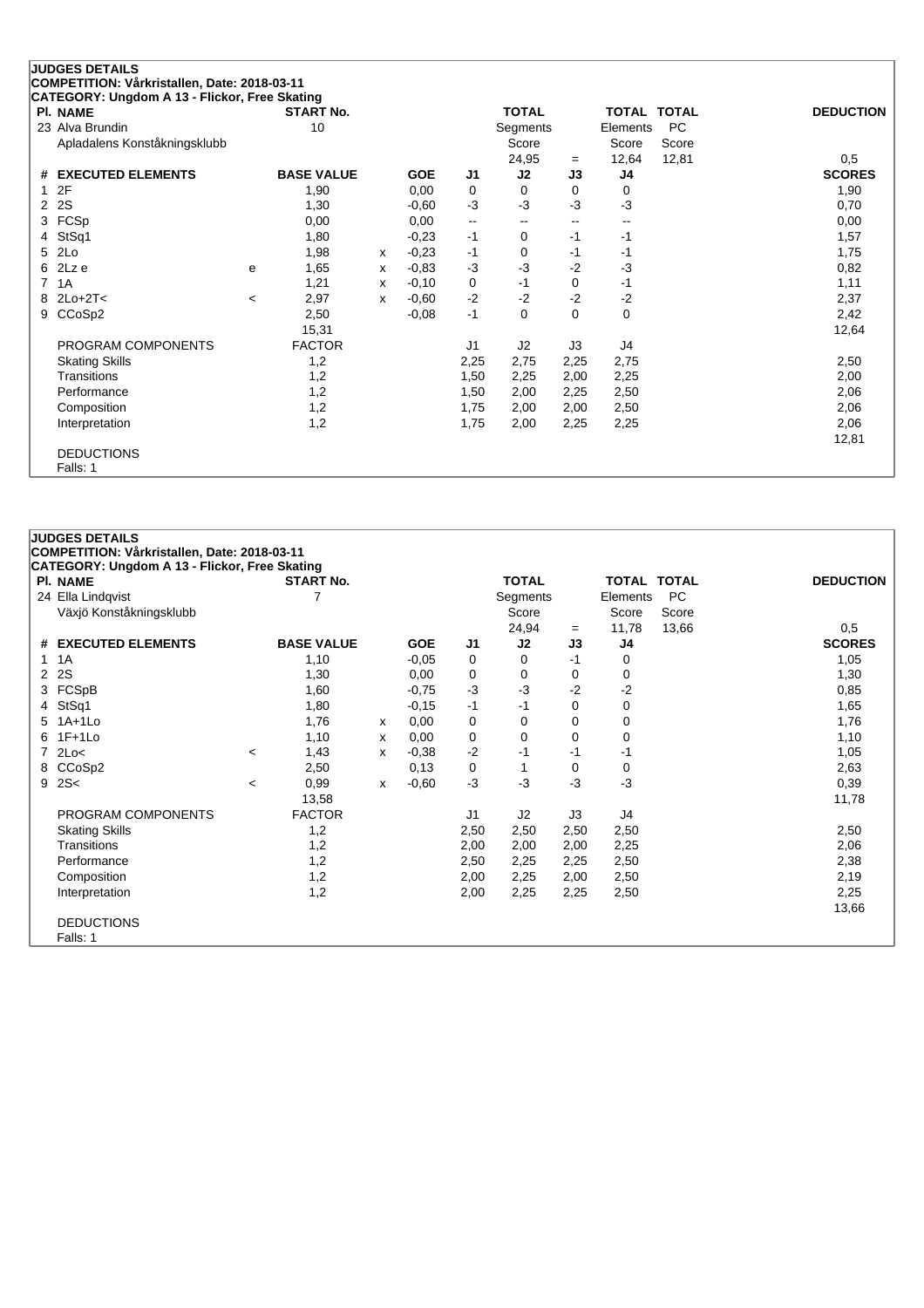## JUDGES DETAILS

**COMPETITION: Vårkristallen, Date: 2018-03-11**

**CATEGORY: Ungdom A 13 - Flickor, Free Skating**

| Pl. | NAME | START No. | TOTAL Segments Score | = | TOTAL Elements Score | TOTAL PC Score | DEDUCTION |
|---|---|---|---|---|---|---|---|
| 23 | Alva Brundin<br>Apladalens Konståkningsklubb | 10 | 24,95 | = | 12,64 | 12,81 | 0,5 |

| # | EXECUTED ELEMENTS | | BASE VALUE | | GOE | J1 | J2 | J3 | J4 | SCORES |
|---|---|---|---|---|---|---|---|---|---|---|
| 1 | 2F | | 1,90 | | 0,00 | 0 | 0 | 0 | 0 | 1,90 |
| 2 | 2S | | 1,30 | | -0,60 | -3 | -3 | -3 | -3 | 0,70 |
| 3 | FCSp | | 0,00 | | 0,00 | -- | -- | -- | -- | 0,00 |
| 4 | StSq1 | | 1,80 | | -0,23 | -1 | 0 | -1 | -1 | 1,57 |
| 5 | 2Lo | | 1,98 | x | -0,23 | -1 | 0 | -1 | -1 | 1,75 |
| 6 | 2Lz e | e | 1,65 | x | -0,83 | -3 | -3 | -2 | -3 | 0,82 |
| 7 | 1A | | 1,21 | x | -0,10 | 0 | -1 | 0 | -1 | 1,11 |
| 8 | 2Lo+2T< | < | 2,97 | x | -0,60 | -2 | -2 | -2 | -2 | 2,37 |
| 9 | CCoSp2 | | 2,50 | | -0,08 | -1 | 0 | 0 | 0 | 2,42 |
| | | | 15,31 | | | | | | | 12,64 |

| PROGRAM COMPONENTS | FACTOR | J1 | J2 | J3 | J4 | |
|---|---|---|---|---|---|---|
| Skating Skills | 1,2 | 2,25 | 2,75 | 2,25 | 2,75 | 2,50 |
| Transitions | 1,2 | 1,50 | 2,25 | 2,00 | 2,25 | 2,00 |
| Performance | 1,2 | 1,50 | 2,00 | 2,25 | 2,50 | 2,06 |
| Composition | 1,2 | 1,75 | 2,00 | 2,00 | 2,50 | 2,06 |
| Interpretation | 1,2 | 1,75 | 2,00 | 2,25 | 2,25 | 2,06 |
| | | | | | | 12,81 |

DEDUCTIONS

Falls: 1

## JUDGES DETAILS

**COMPETITION: Vårkristallen, Date: 2018-03-11**

**CATEGORY: Ungdom A 13 - Flickor, Free Skating**

| Pl. | NAME | START No. | TOTAL Segments Score | = | TOTAL Elements Score | TOTAL PC Score | DEDUCTION |
|---|---|---|---|---|---|---|---|
| 24 | Ella Lindqvist<br>Växjö Konståkningsklubb | 7 | 24,94 | = | 11,78 | 13,66 | 0,5 |

| # | EXECUTED ELEMENTS | | BASE VALUE | | GOE | J1 | J2 | J3 | J4 | SCORES |
|---|---|---|---|---|---|---|---|---|---|---|
| 1 | 1A | | 1,10 | | -0,05 | 0 | 0 | -1 | 0 | 1,05 |
| 2 | 2S | | 1,30 | | 0,00 | 0 | 0 | 0 | 0 | 1,30 |
| 3 | FCSpB | | 1,60 | | -0,75 | -3 | -3 | -2 | -2 | 0,85 |
| 4 | StSq1 | | 1,80 | | -0,15 | -1 | -1 | 0 | 0 | 1,65 |
| 5 | 1A+1Lo | | 1,76 | x | 0,00 | 0 | 0 | 0 | 0 | 1,76 |
| 6 | 1F+1Lo | | 1,10 | x | 0,00 | 0 | 0 | 0 | 0 | 1,10 |
| 7 | 2Lo< | < | 1,43 | x | -0,38 | -2 | -1 | -1 | -1 | 1,05 |
| 8 | CCoSp2 | | 2,50 | | 0,13 | 0 | 1 | 0 | 0 | 2,63 |
| 9 | 2S< | < | 0,99 | x | -0,60 | -3 | -3 | -3 | -3 | 0,39 |
| | | | 13,58 | | | | | | | 11,78 |

| PROGRAM COMPONENTS | FACTOR | J1 | J2 | J3 | J4 | |
|---|---|---|---|---|---|---|
| Skating Skills | 1,2 | 2,50 | 2,50 | 2,50 | 2,50 | 2,50 |
| Transitions | 1,2 | 2,00 | 2,00 | 2,00 | 2,25 | 2,06 |
| Performance | 1,2 | 2,50 | 2,25 | 2,25 | 2,50 | 2,38 |
| Composition | 1,2 | 2,00 | 2,25 | 2,00 | 2,50 | 2,19 |
| Interpretation | 1,2 | 2,00 | 2,25 | 2,25 | 2,50 | 2,25 |
| | | | | | | 13,66 |

DEDUCTIONS

Falls: 1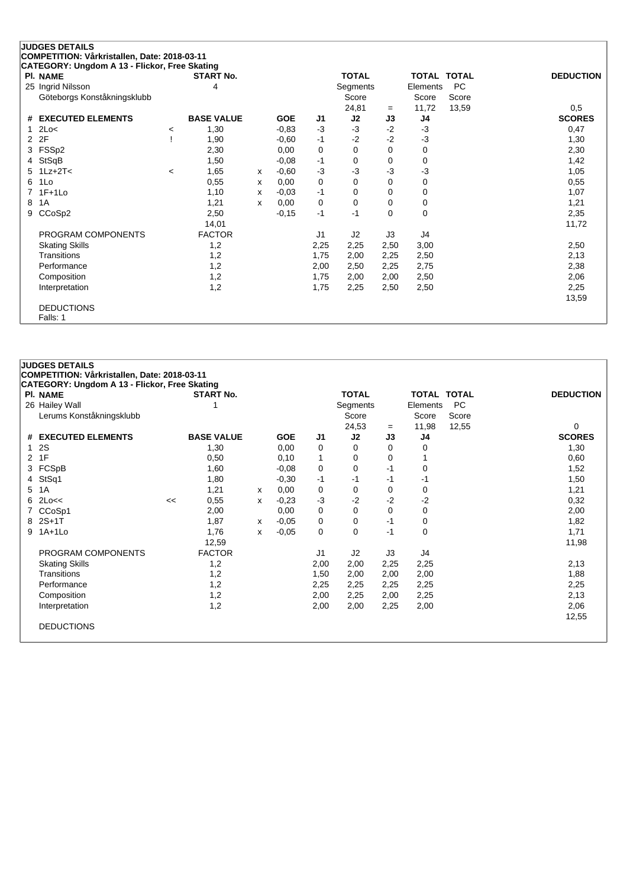**JUDGES DETAILS**
**COMPETITION: Vårkristallen, Date: 2018-03-11**
**CATEGORY: Ungdom A 13 - Flickor, Free Skating**

| Pl. | NAME | START No. | TOTAL Segments Score | = | TOTAL Elements Score | TOTAL PC Score | DEDUCTION |
|---|---|---|---|---|---|---|---|
| 25 | Ingrid Nilsson<br>Göteborgs Konståkningsklubb | 4 | 24,81 | = | 11,72 | 13,59 | 0,5 |

| # | EXECUTED ELEMENTS | | BASE VALUE | | GOE | J1 | J2 | J3 | J4 | SCORES |
|---|---|---|---|---|---|---|---|---|---|---|
| 1 | 2Lo< | < | 1,30 | | -0,83 | -3 | -3 | -2 | -3 | 0,47 |
| 2 | 2F | ! | 1,90 | | -0,60 | -1 | -2 | -2 | -3 | 1,30 |
| 3 | FSSp2 | | 2,30 | | 0,00 | 0 | 0 | 0 | 0 | 2,30 |
| 4 | StSqB | | 1,50 | | -0,08 | -1 | 0 | 0 | 0 | 1,42 |
| 5 | 1Lz+2T< | < | 1,65 | x | -0,60 | -3 | -3 | -3 | -3 | 1,05 |
| 6 | 1Lo | | 0,55 | x | 0,00 | 0 | 0 | 0 | 0 | 0,55 |
| 7 | 1F+1Lo | | 1,10 | x | -0,03 | -1 | 0 | 0 | 0 | 1,07 |
| 8 | 1A | | 1,21 | x | 0,00 | 0 | 0 | 0 | 0 | 1,21 |
| 9 | CCoSp2 | | 2,50 | | -0,15 | -1 | -1 | 0 | 0 | 2,35 |
| | | | 14,01 | | | | | | | 11,72 |

| PROGRAM COMPONENTS | FACTOR | J1 | J2 | J3 | J4 | |
|---|---|---|---|---|---|---|
| Skating Skills | 1,2 | 2,25 | 2,25 | 2,50 | 3,00 | 2,50 |
| Transitions | 1,2 | 1,75 | 2,00 | 2,25 | 2,50 | 2,13 |
| Performance | 1,2 | 2,00 | 2,50 | 2,25 | 2,75 | 2,38 |
| Composition | 1,2 | 1,75 | 2,00 | 2,00 | 2,50 | 2,06 |
| Interpretation | 1,2 | 1,75 | 2,25 | 2,50 | 2,50 | 2,25 |
| | | | | | | 13,59 |

DEDUCTIONS
Falls: 1

**JUDGES DETAILS**
**COMPETITION: Vårkristallen, Date: 2018-03-11**
**CATEGORY: Ungdom A 13 - Flickor, Free Skating**

| Pl. | NAME | START No. | TOTAL Segments Score | = | TOTAL Elements Score | TOTAL PC Score | DEDUCTION |
|---|---|---|---|---|---|---|---|
| 26 | Hailey Wall<br>Lerums Konståkningsklubb | 1 | 24,53 | = | 11,98 | 12,55 | 0 |

| # | EXECUTED ELEMENTS | | BASE VALUE | | GOE | J1 | J2 | J3 | J4 | SCORES |
|---|---|---|---|---|---|---|---|---|---|---|
| 1 | 2S | | 1,30 | | 0,00 | 0 | 0 | 0 | 0 | 1,30 |
| 2 | 1F | | 0,50 | | 0,10 | 1 | 0 | 0 | 1 | 0,60 |
| 3 | FCSpB | | 1,60 | | -0,08 | 0 | 0 | -1 | 0 | 1,52 |
| 4 | StSq1 | | 1,80 | | -0,30 | -1 | -1 | -1 | -1 | 1,50 |
| 5 | 1A | | 1,21 | x | 0,00 | 0 | 0 | 0 | 0 | 1,21 |
| 6 | 2Lo<< | << | 0,55 | x | -0,23 | -3 | -2 | -2 | -2 | 0,32 |
| 7 | CCoSp1 | | 2,00 | | 0,00 | 0 | 0 | 0 | 0 | 2,00 |
| 8 | 2S+1T | | 1,87 | x | -0,05 | 0 | 0 | -1 | 0 | 1,82 |
| 9 | 1A+1Lo | | 1,76 | x | -0,05 | 0 | 0 | -1 | 0 | 1,71 |
| | | | 12,59 | | | | | | | 11,98 |

| PROGRAM COMPONENTS | FACTOR | J1 | J2 | J3 | J4 | |
|---|---|---|---|---|---|---|
| Skating Skills | 1,2 | 2,00 | 2,00 | 2,25 | 2,25 | 2,13 |
| Transitions | 1,2 | 1,50 | 2,00 | 2,00 | 2,00 | 1,88 |
| Performance | 1,2 | 2,25 | 2,25 | 2,25 | 2,25 | 2,25 |
| Composition | 1,2 | 2,00 | 2,25 | 2,00 | 2,25 | 2,13 |
| Interpretation | 1,2 | 2,00 | 2,00 | 2,25 | 2,00 | 2,06 |
| | | | | | | 12,55 |

DEDUCTIONS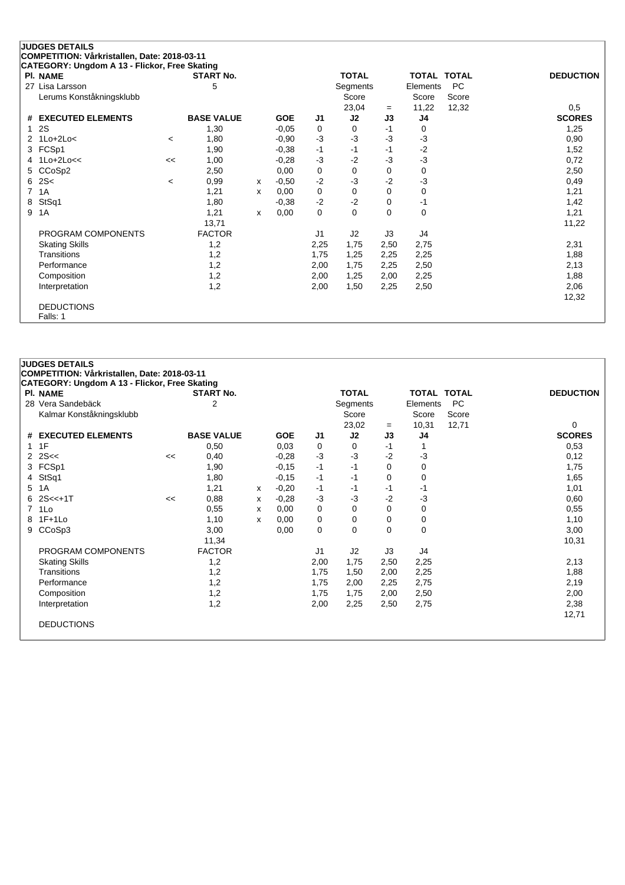**JUDGES DETAILS**

**COMPETITION: Vårkristallen, Date: 2018-03-11**

**CATEGORY: Ungdom A 13 - Flickor, Free Skating**

| Pl. | NAME | START No. | TOTAL Segments Score | = | TOTAL Elements Score | TOTAL PC Score | DEDUCTION |
|---|---|---|---|---|---|---|---|
| 27 | Lisa Larsson, Lerums Konståkningsklubb | 5 | 23,04 | = | 11,22 | 12,32 | 0,5 |

| # | EXECUTED ELEMENTS | | BASE VALUE | | GOE | J1 | J2 | J3 | J4 | SCORES |
|---|---|---|---|---|---|---|---|---|---|---|
| 1 | 2S | | 1,30 | | -0,05 | 0 | 0 | -1 | 0 | 1,25 |
| 2 | 1Lo+2Lo< | < | 1,80 | | -0,90 | -3 | -3 | -3 | -3 | 0,90 |
| 3 | FCSp1 | | 1,90 | | -0,38 | -1 | -1 | -1 | -2 | 1,52 |
| 4 | 1Lo+2Lo<< | << | 1,00 | | -0,28 | -3 | -2 | -3 | -3 | 0,72 |
| 5 | CCoSp2 | | 2,50 | | 0,00 | 0 | 0 | 0 | 0 | 2,50 |
| 6 | 2S< | < | 0,99 | x | -0,50 | -2 | -3 | -2 | -3 | 0,49 |
| 7 | 1A | | 1,21 | x | 0,00 | 0 | 0 | 0 | 0 | 1,21 |
| 8 | StSq1 | | 1,80 | | -0,38 | -2 | -2 | 0 | -1 | 1,42 |
| 9 | 1A | | 1,21 | x | 0,00 | 0 | 0 | 0 | 0 | 1,21 |
| | | | 13,71 | | | | | | | 11,22 |

| PROGRAM COMPONENTS | FACTOR | J1 | J2 | J3 | J4 | SCORES |
|---|---|---|---|---|---|---|
| Skating Skills | 1,2 | 2,25 | 1,75 | 2,50 | 2,75 | 2,31 |
| Transitions | 1,2 | 1,75 | 1,25 | 2,25 | 2,25 | 1,88 |
| Performance | 1,2 | 2,00 | 1,75 | 2,25 | 2,50 | 2,13 |
| Composition | 1,2 | 2,00 | 1,25 | 2,00 | 2,25 | 1,88 |
| Interpretation | 1,2 | 2,00 | 1,50 | 2,25 | 2,50 | 2,06 |
| | | | | | | 12,32 |

DEDUCTIONS

Falls: 1

**JUDGES DETAILS**

**COMPETITION: Vårkristallen, Date: 2018-03-11**

**CATEGORY: Ungdom A 13 - Flickor, Free Skating**

| Pl. | NAME | START No. | TOTAL Segments Score | = | TOTAL Elements Score | TOTAL PC Score | DEDUCTION |
|---|---|---|---|---|---|---|---|
| 28 | Vera Sandebäck, Kalmar Konståkningsklubb | 2 | 23,02 | = | 10,31 | 12,71 | 0 |

| # | EXECUTED ELEMENTS | | BASE VALUE | | GOE | J1 | J2 | J3 | J4 | SCORES |
|---|---|---|---|---|---|---|---|---|---|---|
| 1 | 1F | | 0,50 | | 0,03 | 0 | 0 | -1 | 1 | 0,53 |
| 2 | 2S<< | << | 0,40 | | -0,28 | -3 | -3 | -2 | -3 | 0,12 |
| 3 | FCSp1 | | 1,90 | | -0,15 | -1 | -1 | 0 | 0 | 1,75 |
| 4 | StSq1 | | 1,80 | | -0,15 | -1 | -1 | 0 | 0 | 1,65 |
| 5 | 1A | | 1,21 | x | -0,20 | -1 | -1 | -1 | -1 | 1,01 |
| 6 | 2S<<+1T | << | 0,88 | x | -0,28 | -3 | -3 | -2 | -3 | 0,60 |
| 7 | 1Lo | | 0,55 | x | 0,00 | 0 | 0 | 0 | 0 | 0,55 |
| 8 | 1F+1Lo | | 1,10 | x | 0,00 | 0 | 0 | 0 | 0 | 1,10 |
| 9 | CCoSp3 | | 3,00 | | 0,00 | 0 | 0 | 0 | 0 | 3,00 |
| | | | 11,34 | | | | | | | 10,31 |

| PROGRAM COMPONENTS | FACTOR | J1 | J2 | J3 | J4 | SCORES |
|---|---|---|---|---|---|---|
| Skating Skills | 1,2 | 2,00 | 1,75 | 2,50 | 2,25 | 2,13 |
| Transitions | 1,2 | 1,75 | 1,50 | 2,00 | 2,25 | 1,88 |
| Performance | 1,2 | 1,75 | 2,00 | 2,25 | 2,75 | 2,19 |
| Composition | 1,2 | 1,75 | 1,75 | 2,00 | 2,50 | 2,00 |
| Interpretation | 1,2 | 2,00 | 2,25 | 2,50 | 2,75 | 2,38 |
| | | | | | | 12,71 |

DEDUCTIONS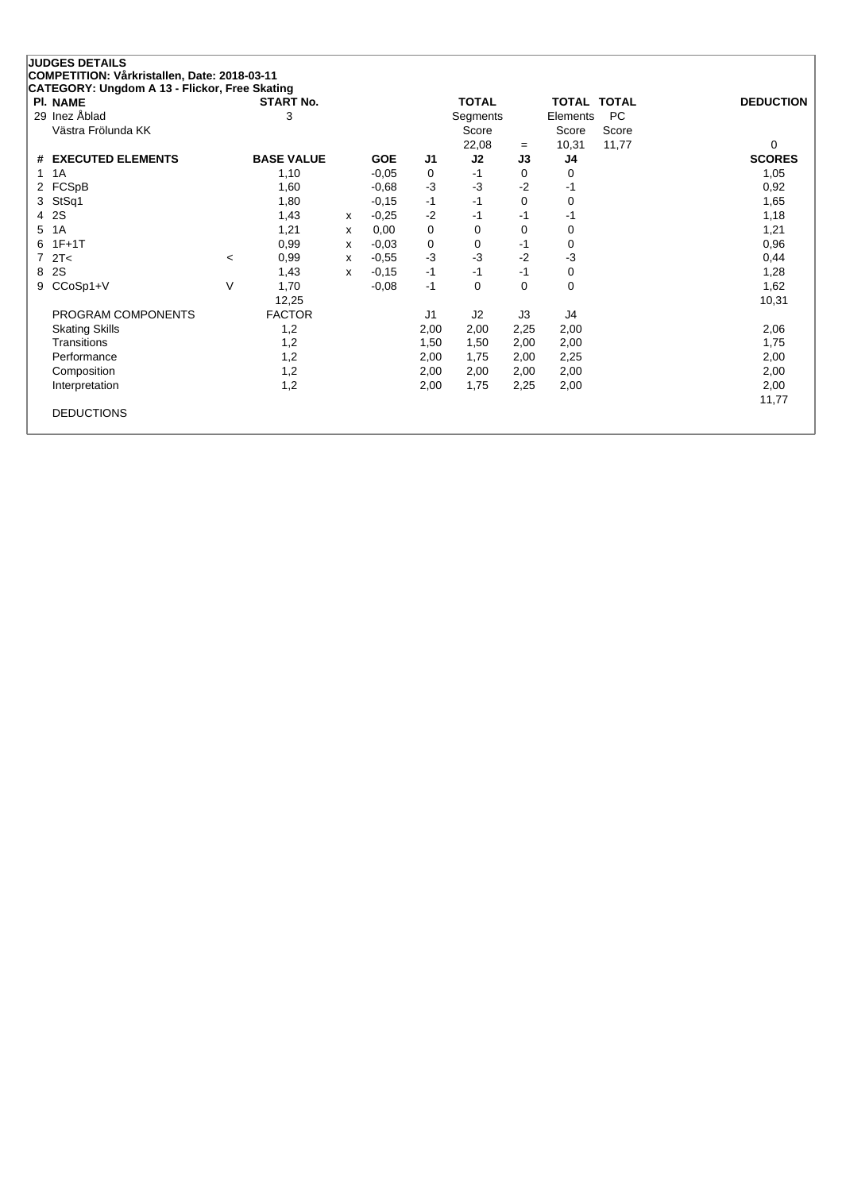**JUDGES DETAILS**

**COMPETITION: Vårkristallen, Date: 2018-03-11**

**CATEGORY: Ungdom A 13 - Flickor, Free Skating**

| Pl. NAME | START No. | TOTAL Segments Score | | TOTAL Elements Score | TOTAL PC Score | DEDUCTION |
|---|---|---|---|---|---|---|
| 29 Inez Åblad<br>Västra Frölunda KK | 3 | 22,08 | = | 10,31 | 11,77 | 0 |

| # | EXECUTED ELEMENTS | | BASE VALUE | | GOE | J1 | J2 | J3 | J4 | SCORES |
|---|---|---|---|---|---|---|---|---|---|---|
| 1 | 1A | | 1,10 | | -0,05 | 0 | -1 | 0 | 0 | 1,05 |
| 2 | FCSpB | | 1,60 | | -0,68 | -3 | -3 | -2 | -1 | 0,92 |
| 3 | StSq1 | | 1,80 | | -0,15 | -1 | -1 | 0 | 0 | 1,65 |
| 4 | 2S | | 1,43 | x | -0,25 | -2 | -1 | -1 | -1 | 1,18 |
| 5 | 1A | | 1,21 | x | 0,00 | 0 | 0 | 0 | 0 | 1,21 |
| 6 | 1F+1T | | 0,99 | x | -0,03 | 0 | 0 | -1 | 0 | 0,96 |
| 7 | 2T< | < | 0,99 | x | -0,55 | -3 | -3 | -2 | -3 | 0,44 |
| 8 | 2S | | 1,43 | x | -0,15 | -1 | -1 | -1 | 0 | 1,28 |
| 9 | CCoSp1+V | V | 1,70 | | -0,08 | -1 | 0 | 0 | 0 | 1,62 |
| | | | 12,25 | | | | | | | 10,31 |

| | PROGRAM COMPONENTS | FACTOR | J1 | J2 | J3 | J4 | |
|---|---|---|---|---|---|---|---|
| | Skating Skills | 1,2 | 2,00 | 2,00 | 2,25 | 2,00 | 2,06 |
| | Transitions | 1,2 | 1,50 | 1,50 | 2,00 | 2,00 | 1,75 |
| | Performance | 1,2 | 2,00 | 1,75 | 2,00 | 2,25 | 2,00 |
| | Composition | 1,2 | 2,00 | 2,00 | 2,00 | 2,00 | 2,00 |
| | Interpretation | 1,2 | 2,00 | 1,75 | 2,25 | 2,00 | 2,00 |
| | | | | | | | 11,77 |

DEDUCTIONS